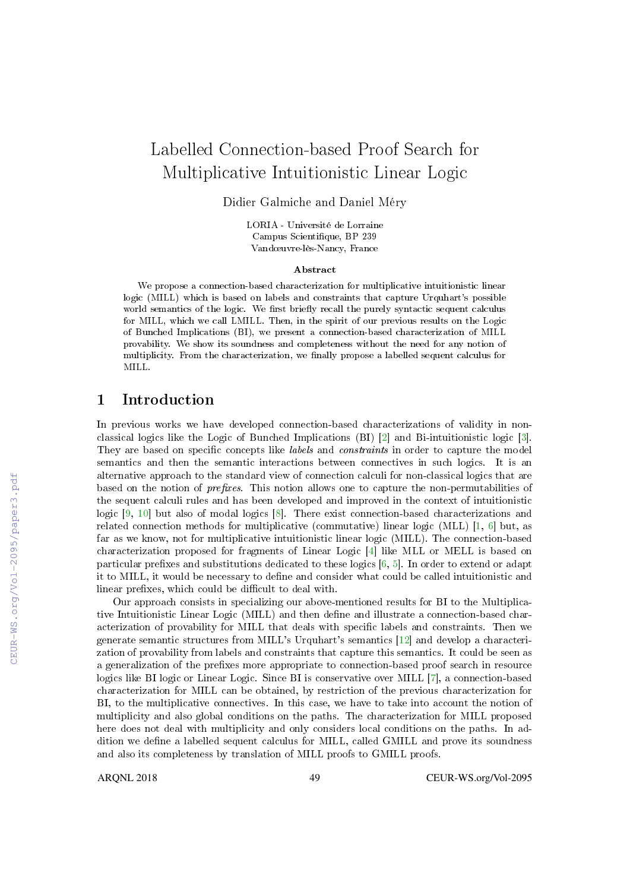# Labelled Connection-based Proof Search for Multiplicative Intuitionistic Linear Logic

Didier Galmiche and Daniel Méry

LORIA - Université de Lorraine
Campus Scientifique, BP 239
Vandœuvre-lès-Nancy, France

### Abstract

We propose a connection-based characterization for multiplicative intuitionistic linear logic (MILL) which is based on labels and constraints that capture Urquhart's possible world semantics of the logic. We first briefly recall the purely syntactic sequent calculus for MILL, which we call LMILL. Then, in the spirit of our previous results on the Logic of Bunched Implications (BI), we present a connection-based characterization of MILL provability. We show its soundness and completeness without the need for any notion of multiplicity. From the characterization, we finally propose a labelled sequent calculus for MILL.

## 1 Introduction

In previous works we have developed connection-based characterizations of validity in non-classical logics like the Logic of Bunched Implications (BI) [2] and Bi-intuitionistic logic [3]. They are based on specific concepts like *labels* and *constraints* in order to capture the model semantics and then the semantic interactions between connectives in such logics. It is an alternative approach to the standard view of connection calculi for non-classical logics that are based on the notion of *prefixes*. This notion allows one to capture the non-permutabilities of the sequent calculi rules and has been developed and improved in the context of intuitionistic logic [9, 10] but also of modal logics [8]. There exist connection-based characterizations and related connection methods for multiplicative (commutative) linear logic (MLL) [1, 6] but, as far as we know, not for multiplicative intuitionistic linear logic (MILL). The connection-based characterization proposed for fragments of Linear Logic [4] like MLL or MELL is based on particular prefixes and substitutions dedicated to these logics [6, 5]. In order to extend or adapt it to MILL, it would be necessary to define and consider what could be called intuitionistic and linear prefixes, which could be difficult to deal with.

Our approach consists in specializing our above-mentioned results for BI to the Multiplicative Intuitionistic Linear Logic (MILL) and then define and illustrate a connection-based characterization of provability for MILL that deals with specific labels and constraints. Then we generate semantic structures from MILL's Urquhart's semantics [12] and develop a characterization of provability from labels and constraints that capture this semantics. It could be seen as a generalization of the prefixes more appropriate to connection-based proof search in resource logics like BI logic or Linear Logic. Since BI is conservative over MILL [7], a connection-based characterization for MILL can be obtained, by restriction of the previous characterization for BI, to the multiplicative connectives. In this case, we have to take into account the notion of multiplicity and also global conditions on the paths. The characterization for MILL proposed here does not deal with multiplicity and only considers local conditions on the paths. In addition we define a labelled sequent calculus for MILL, called GMILL and prove its soundness and also its completeness by translation of MILL proofs to GMILL proofs.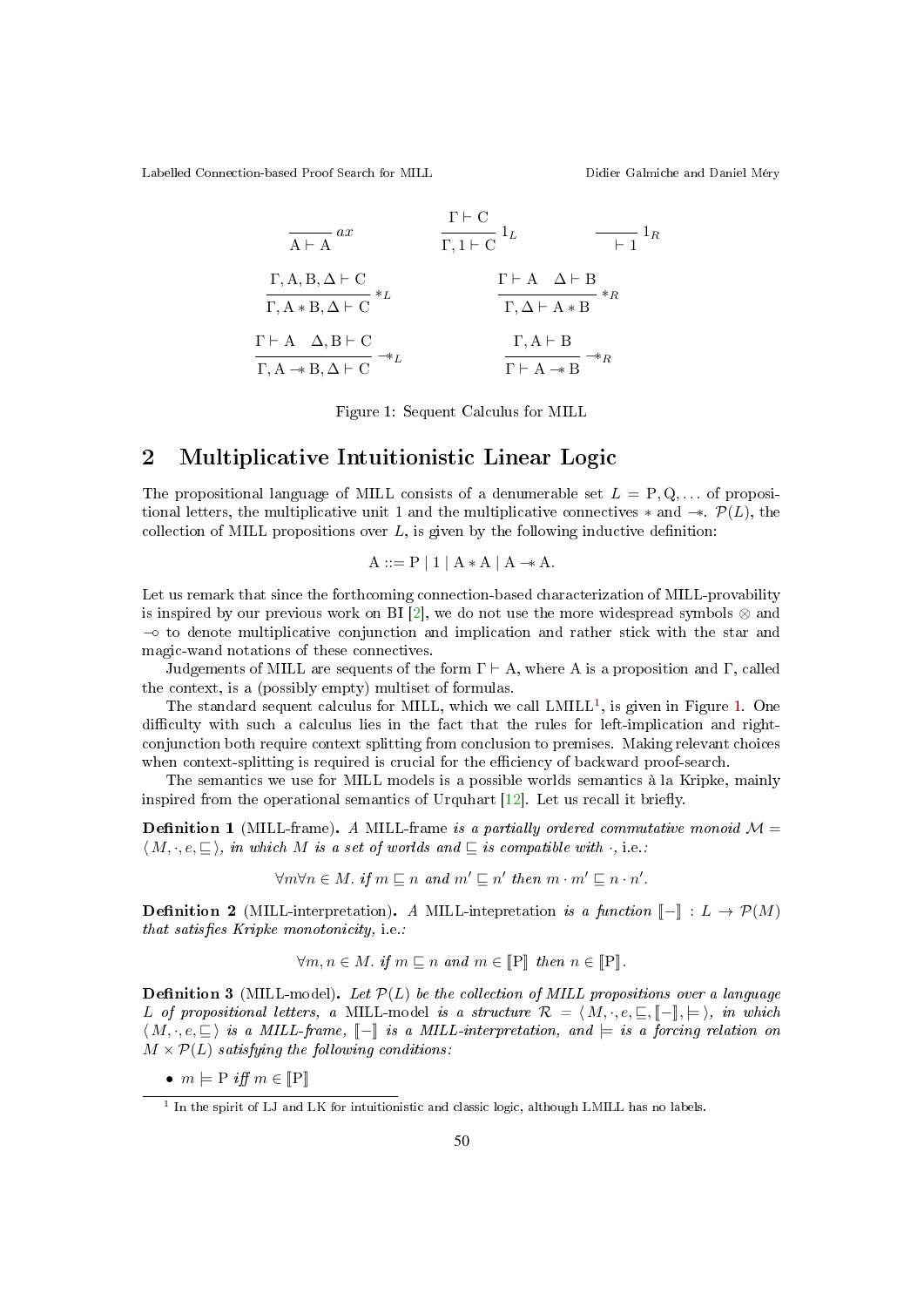$$\frac{}{\mathrm{A} \vdash \mathrm{A}}\ ax \qquad \frac{\Gamma \vdash \mathrm{C}}{\Gamma, 1 \vdash \mathrm{C}}\ 1_L \qquad \frac{}{\vdash 1}\ 1_R$$

$$\frac{\Gamma, \mathrm{A}, \mathrm{B}, \Delta \vdash \mathrm{C}}{\Gamma, \mathrm{A} * \mathrm{B}, \Delta \vdash \mathrm{C}}\ *_L \qquad \frac{\Gamma \vdash \mathrm{A} \quad \Delta \vdash \mathrm{B}}{\Gamma, \Delta \vdash \mathrm{A} * \mathrm{B}}\ *_R$$

$$\frac{\Gamma \vdash \mathrm{A} \quad \Delta, \mathrm{B} \vdash \mathrm{C}}{\Gamma, \mathrm{A} -\!\!* \mathrm{B}, \Delta \vdash \mathrm{C}}\ -\!\!*_L \qquad \frac{\Gamma, \mathrm{A} \vdash \mathrm{B}}{\Gamma \vdash \mathrm{A} -\!\!* \mathrm{B}}\ -\!\!*_R$$

Figure 1: Sequent Calculus for MILL

## 2 Multiplicative Intuitionistic Linear Logic

The propositional language of MILL consists of a denumerable set $L = \mathrm{P}, \mathrm{Q}, \ldots$ of propositional letters, the multiplicative unit 1 and the multiplicative connectives $*$ and $-\!\!*$. $\mathcal{P}(L)$, the collection of MILL propositions over $L$, is given by the following inductive definition:

$$\mathrm{A} ::= \mathrm{P} \mid 1 \mid \mathrm{A} * \mathrm{A} \mid \mathrm{A} -\!\!* \mathrm{A}.$$

Let us remark that since the forthcoming connection-based characterization of MILL-provability is inspired by our previous work on BI [2], we do not use the more widespread symbols $\otimes$ and $\multimap$ to denote multiplicative conjunction and implication and rather stick with the star and magic-wand notations of these connectives.

Judgements of MILL are sequents of the form $\Gamma \vdash \mathrm{A}$, where A is a proposition and $\Gamma$, called the context, is a (possibly empty) multiset of formulas.

The standard sequent calculus for MILL, which we call LMILL[1], is given in Figure 1. One difficulty with such a calculus lies in the fact that the rules for left-implication and right-conjunction both require context splitting from conclusion to premises. Making relevant choices when context-splitting is required is crucial for the efficiency of backward proof-search.

The semantics we use for MILL models is a possible worlds semantics à la Kripke, mainly inspired from the operational semantics of Urquhart [12]. Let us recall it briefly.

**Definition 1** (MILL-frame). *A* MILL-frame *is a partially ordered commutative monoid* $\mathcal{M} = \langle M, \cdot, e, \sqsubseteq \rangle$, *in which* $M$ *is a set of worlds and* $\sqsubseteq$ *is compatible with* $\cdot$, i.e.*:*

$$\forall m \forall n \in M.\ \textit{if } m \sqsubseteq n \textit{ and } m' \sqsubseteq n' \textit{ then } m \cdot m' \sqsubseteq n \cdot n'.$$

**Definition 2** (MILL-interpretation)**.** *A* MILL-intepretation *is a function* $[\![-]\!] : L \to \mathcal{P}(M)$ *that satisfies Kripke monotonicity,* i.e.*:*

$$\forall m, n \in M.\ \textit{if } m \sqsubseteq n \textit{ and } m \in [\![\mathrm{P}]\!] \textit{ then } n \in [\![\mathrm{P}]\!].$$

**Definition 3** (MILL-model)**.** *Let* $\mathcal{P}(L)$ *be the collection of MILL propositions over a language* $L$ *of propositional letters, a* MILL-model *is a structure* $\mathcal{R} = \langle M, \cdot, e, \sqsubseteq, [\![-]\!], \models \rangle$, *in which* $\langle M, \cdot, e, \sqsubseteq \rangle$ *is a MILL-frame,* $[\![-]\!]$ *is a MILL-interpretation, and* $\models$ *is a forcing relation on* $M \times \mathcal{P}(L)$ *satisfying the following conditions:*

- $m \models \mathrm{P}$ *iff* $m \in [\![\mathrm{P}]\!]$

[1] In the spirit of LJ and LK for intuitionistic and classic logic, although LMILL has no labels.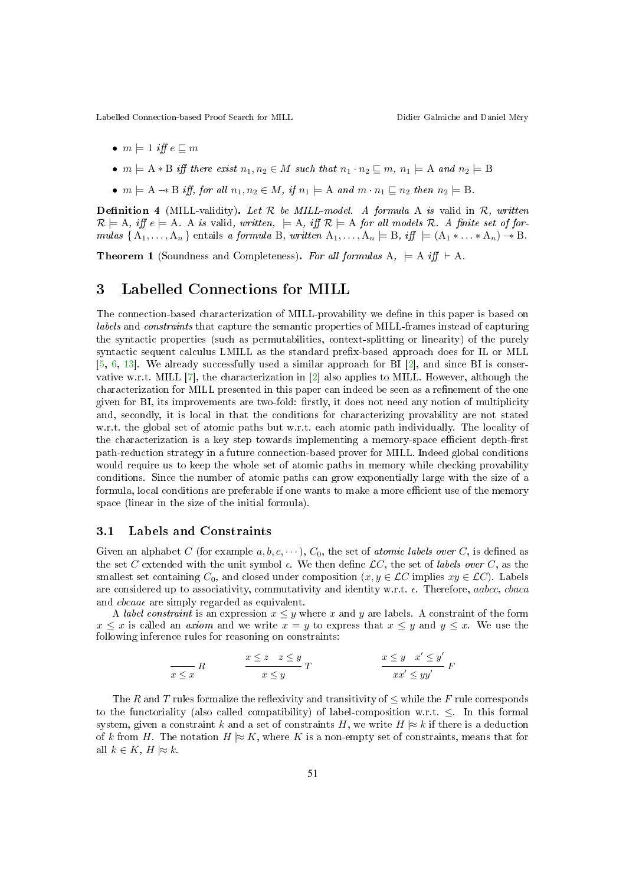- $m \models 1$ *iff* $e \sqsubseteq m$
- $m \models \mathrm{A} * \mathrm{B}$ *iff there exist* $n_1, n_2 \in M$ *such that* $n_1 \cdot n_2 \sqsubseteq m$, $n_1 \models \mathrm{A}$ *and* $n_2 \models \mathrm{B}$
- $m \models \mathrm{A} \multimap \mathrm{B}$ *iff, for all* $n_1, n_2 \in M$, *if* $n_1 \models \mathrm{A}$ *and* $m \cdot n_1 \sqsubseteq n_2$ *then* $n_2 \models \mathrm{B}$.

**Definition 4** (MILL-validity)**.** *Let* $\mathcal{R}$ *be MILL-model. A formula* A *is* valid in $\mathcal{R}$, *written* $\mathcal{R} \models \mathrm{A}$, *iff* $e \models \mathrm{A}$. A *is* valid*, written,* $\models \mathrm{A}$, *iff* $\mathcal{R} \models \mathrm{A}$ *for all models* $\mathcal{R}$. *A finite set of formulas* $\{\mathrm{A}_1, \ldots, \mathrm{A}_n\}$ entails *a formula* B*, written* $\mathrm{A}_1, \ldots, \mathrm{A}_n \models \mathrm{B}$, *iff* $\models (\mathrm{A}_1 * \ldots * \mathrm{A}_n) \multimap \mathrm{B}$.

**Theorem 1** (Soundness and Completeness)**.** *For all formulas* A, $\models \mathrm{A}$ *iff* $\vdash \mathrm{A}$.

# 3 Labelled Connections for MILL

The connection-based characterization of MILL-provability we define in this paper is based on *labels* and *constraints* that capture the semantic properties of MILL-frames instead of capturing the syntactic properties (such as permutabilities, context-splitting or linearity) of the purely syntactic sequent calculus LMILL as the standard prefix-based approach does for IL or MLL [5, 6, 13]. We already successfully used a similar approach for BI [2], and since BI is conservative w.r.t. MILL [7], the characterization in [2] also applies to MILL. However, although the characterization for MILL presented in this paper can indeed be seen as a refinement of the one given for BI, its improvements are two-fold: firstly, it does not need any notion of multiplicity and, secondly, it is local in that the conditions for characterizing provability are not stated w.r.t. the global set of atomic paths but w.r.t. each atomic path individually. The locality of the characterization is a key step towards implementing a memory-space efficient depth-first path-reduction strategy in a future connection-based prover for MILL. Indeed global conditions would require us to keep the whole set of atomic paths in memory while checking provability conditions. Since the number of atomic paths can grow exponentially large with the size of a formula, local conditions are preferable if one wants to make a more efficient use of the memory space (linear in the size of the initial formula).

## 3.1 Labels and Constraints

Given an alphabet $C$ (for example $a, b, c, \cdots$), $C_0$, the set of *atomic labels over* $C$, is defined as the set $C$ extended with the unit symbol $\epsilon$. We then define $\mathcal{L}C$, the set of *labels over* $C$, as the smallest set containing $C_0$, and closed under composition ($x, y \in \mathcal{L}C$ implies $xy \in \mathcal{L}C$). Labels are considered up to associativity, commutativity and identity w.r.t. $\epsilon$. Therefore, $aabcc$, $cbaca$ and $cbcaa\epsilon$ are simply regarded as equivalent.

A *label constraint* is an expression $x \leq y$ where $x$ and $y$ are labels. A constraint of the form $x \leq x$ is called an *axiom* and we write $x = y$ to express that $x \leq y$ and $y \leq x$. We use the following inference rules for reasoning on constraints:

$$\frac{}{x \leq x}\, R \qquad\qquad \frac{x \leq z \quad z \leq y}{x \leq y}\, T \qquad\qquad \frac{x \leq y \quad x' \leq y'}{xx' \leq yy'}\, F$$

The $R$ and $T$ rules formalize the reflexivity and transitivity of $\leq$ while the $F$ rule corresponds to the functoriality (also called compatibility) of label-composition w.r.t. $\leq$. In this formal system, given a constraint $k$ and a set of constraints $H$, we write $H \mathrel{|\!\!\approx} k$ if there is a deduction of $k$ from $H$. The notation $H \mathrel{|\!\!\approx} K$, where $K$ is a non-empty set of constraints, means that for all $k \in K$, $H \mathrel{|\!\!\approx} k$.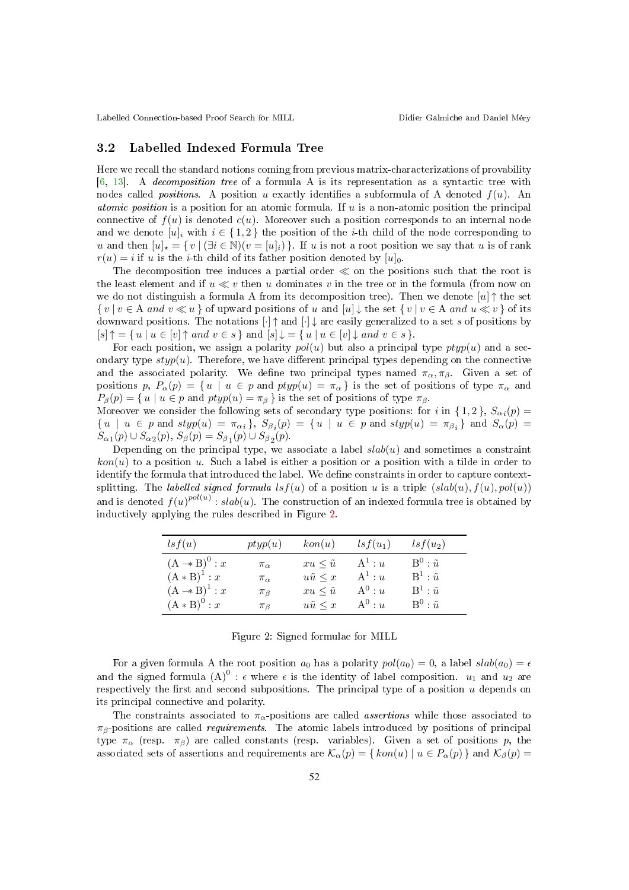## 3.2 Labelled Indexed Formula Tree

Here we recall the standard notions coming from previous matrix-characterizations of provability [6, 13]. A *decomposition tree* of a formula A is its representation as a syntactic tree with nodes called *positions*. A position $u$ exactly identifies a subformula of A denoted $f(u)$. An *atomic position* is a position for an atomic formula. If $u$ is a non-atomic position the principal connective of $f(u)$ is denoted $c(u)$. Moreover such a position corresponds to an internal node and we denote $[u]_i$ with $i \in \{1, 2\}$ the position of the $i$-th child of the node corresponding to $u$ and then $[u]_\star = \{ v \mid (\exists i \in \mathbb{N})(v = [u]_i) \}$. If $u$ is not a root position we say that $u$ is of rank $r(u) = i$ if $u$ is the $i$-th child of its father position denoted by $[u]_0$.

The decomposition tree induces a partial order $\ll$ on the positions such that the root is the least element and if $u \ll v$ then $u$ dominates $v$ in the tree or in the formula (from now on we do not distinguish a formula A from its decomposition tree). Then we denote $[u]\!\uparrow$ the set $\{ v \mid v \in A \textit{ and } v \ll u \}$ of upward positions of $u$ and $[u]\!\downarrow$ the set $\{ v \mid v \in A \textit{ and } u \ll v \}$ of its downward positions. The notations $[\cdot]\!\uparrow$ and $[\cdot]\!\downarrow$ are easily generalized to a set $s$ of positions by $[s]\!\uparrow = \{ u \mid u \in [v]\!\uparrow \textit{ and } v \in s \}$ and $[s]\!\downarrow = \{ u \mid u \in [v]\!\downarrow \textit{ and } v \in s \}$.

For each position, we assign a polarity $pol(u)$ but also a principal type $ptyp(u)$ and a secondary type $styp(u)$. Therefore, we have different principal types depending on the connective and the associated polarity. We define two principal types named $\pi_\alpha, \pi_\beta$. Given a set of positions $p$, $P_\alpha(p) = \{ u \mid u \in p \text{ and } ptyp(u) = \pi_\alpha \}$ is the set of positions of type $\pi_\alpha$ and $P_\beta(p) = \{ u \mid u \in p \text{ and } ptyp(u) = \pi_\beta \}$ is the set of positions of type $\pi_\beta$.
Moreover we consider the following sets of secondary type positions: for $i$ in $\{1, 2\}$, $S_{\alpha i}(p) = \{ u \mid u \in p \text{ and } styp(u) = \pi_{\alpha i} \}$, $S_{\beta_i}(p) = \{ u \mid u \in p \text{ and } styp(u) = \pi_{\beta_i} \}$ and $S_\alpha(p) = S_{\alpha 1}(p) \cup S_{\alpha 2}(p)$, $S_\beta(p) = S_{\beta_1}(p) \cup S_{\beta_2}(p)$.

Depending on the principal type, we associate a label $slab(u)$ and sometimes a constraint $kon(u)$ to a position $u$. Such a label is either a position or a position with a tilde in order to identify the formula that introduced the label. We define constraints in order to capture context-splitting. The *labelled signed formula* $lsf(u)$ of a position $u$ is a triple $(slab(u), f(u), pol(u))$ and is denoted $f(u)^{pol(u)} : slab(u)$. The construction of an indexed formula tree is obtained by inductively applying the rules described in Figure 2.

| $lsf(u)$ | $ptyp(u)$ | $kon(u)$ | $lsf(u_1)$ | $lsf(u_2)$ |
|---|---|---|---|---|
| $(A \multimap B)^0 : x$ | $\pi_\alpha$ | $xu \leq \tilde{u}$ | $A^1 : u$ | $B^0 : \tilde{u}$ |
| $(A * B)^1 : x$ | $\pi_\alpha$ | $u\tilde{u} \leq x$ | $A^1 : u$ | $B^1 : \tilde{u}$ |
| $(A \multimap B)^1 : x$ | $\pi_\beta$ | $xu \leq \tilde{u}$ | $A^0 : u$ | $B^1 : \tilde{u}$ |
| $(A * B)^0 : x$ | $\pi_\beta$ | $u\tilde{u} \leq x$ | $A^0 : u$ | $B^0 : \tilde{u}$ |

Figure 2: Signed formulae for MILL

For a given formula A the root position $a_0$ has a polarity $pol(a_0) = 0$, a label $slab(a_0) = \epsilon$ and the signed formula $(A)^0 : \epsilon$ where $\epsilon$ is the identity of label composition. $u_1$ and $u_2$ are respectively the first and second subpositions. The principal type of a position $u$ depends on its principal connective and polarity.

The constraints associated to $\pi_\alpha$-positions are called *assertions* while those associated to $\pi_\beta$-positions are called *requirements*. The atomic labels introduced by positions of principal type $\pi_\alpha$ (resp. $\pi_\beta$) are called constants (resp. variables). Given a set of positions $p$, the associated sets of assertions and requirements are $\mathcal{K}_\alpha(p) = \{ kon(u) \mid u \in P_\alpha(p) \}$ and $\mathcal{K}_\beta(p) =$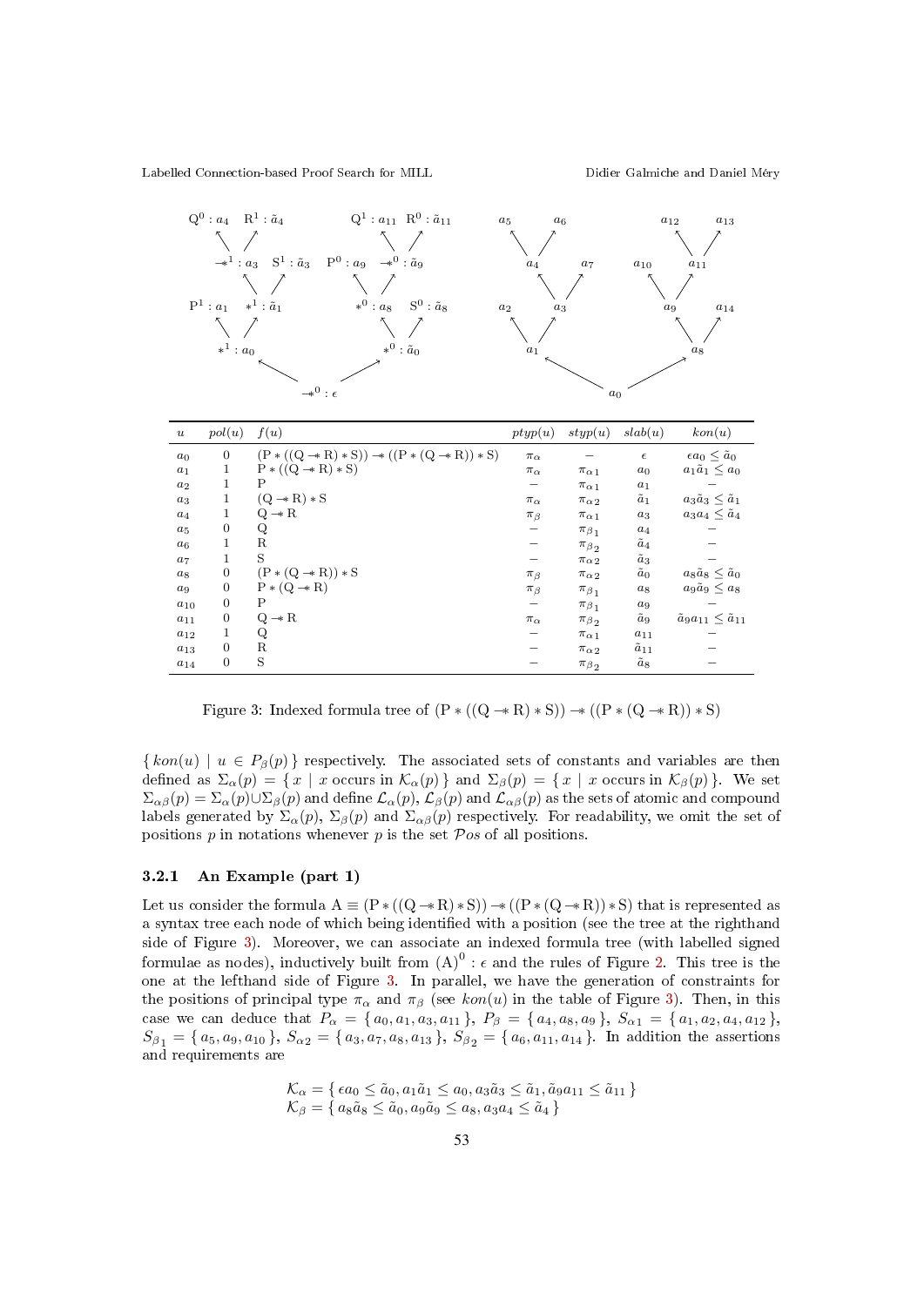| $u$ | $pol(u)$ | $f(u)$ | $ptyp(u)$ | $styp(u)$ | $slab(u)$ | $kon(u)$ |
|---|---|---|---|---|---|---|
| $a_0$ | 0 | $(\mathrm{P} * ((\mathrm{Q} \multimap \mathrm{R}) * \mathrm{S})) \multimap ((\mathrm{P} * (\mathrm{Q} \multimap \mathrm{R})) * \mathrm{S})$ | $\pi_\alpha$ | $-$ | $\epsilon$ | $\epsilon a_0 \leq \tilde{a}_0$ |
| $a_1$ | 1 | $\mathrm{P} * ((\mathrm{Q} \multimap \mathrm{R}) * \mathrm{S})$ | $\pi_\alpha$ | $\pi_{\alpha 1}$ | $a_0$ | $a_1\tilde{a}_1 \leq a_0$ |
| $a_2$ | 1 | $\mathrm{P}$ | $-$ | $\pi_{\alpha 1}$ | $a_1$ | $-$ |
| $a_3$ | 1 | $(\mathrm{Q} \multimap \mathrm{R}) * \mathrm{S}$ | $\pi_\alpha$ | $\pi_{\alpha 2}$ | $\tilde{a}_1$ | $a_3\tilde{a}_3 \leq \tilde{a}_1$ |
| $a_4$ | 1 | $\mathrm{Q} \multimap \mathrm{R}$ | $\pi_\beta$ | $\pi_{\alpha 1}$ | $a_3$ | $a_3 a_4 \leq \tilde{a}_4$ |
| $a_5$ | 0 | $\mathrm{Q}$ | $-$ | $\pi_{\beta_1}$ | $a_4$ | $-$ |
| $a_6$ | 1 | $\mathrm{R}$ | $-$ | $\pi_{\beta_2}$ | $\tilde{a}_4$ | $-$ |
| $a_7$ | 1 | $\mathrm{S}$ | $-$ | $\pi_{\alpha 2}$ | $\tilde{a}_3$ | $-$ |
| $a_8$ | 0 | $(\mathrm{P} * (\mathrm{Q} \multimap \mathrm{R})) * \mathrm{S}$ | $\pi_\beta$ | $\pi_{\alpha 2}$ | $\tilde{a}_0$ | $a_8\tilde{a}_8 \leq \tilde{a}_0$ |
| $a_9$ | 0 | $\mathrm{P} * (\mathrm{Q} \multimap \mathrm{R})$ | $\pi_\beta$ | $\pi_{\beta_1}$ | $a_8$ | $a_9\tilde{a}_9 \leq a_8$ |
| $a_{10}$ | 0 | $\mathrm{P}$ | $-$ | $\pi_{\beta_1}$ | $a_9$ | $-$ |
| $a_{11}$ | 0 | $\mathrm{Q} \multimap \mathrm{R}$ | $\pi_\alpha$ | $\pi_{\beta_2}$ | $\tilde{a}_9$ | $\tilde{a}_9 a_{11} \leq \tilde{a}_{11}$ |
| $a_{12}$ | 1 | $\mathrm{Q}$ | $-$ | $\pi_{\alpha 1}$ | $a_{11}$ | $-$ |
| $a_{13}$ | 0 | $\mathrm{R}$ | $-$ | $\pi_{\alpha 2}$ | $\tilde{a}_{11}$ | $-$ |
| $a_{14}$ | 0 | $\mathrm{S}$ | $-$ | $\pi_{\beta_2}$ | $\tilde{a}_8$ | $-$ |

Figure 3: Indexed formula tree of $(\mathrm{P} * ((\mathrm{Q} \multimap \mathrm{R}) * \mathrm{S})) \multimap ((\mathrm{P} * (\mathrm{Q} \multimap \mathrm{R})) * \mathrm{S})$

$\{\, kon(u) \mid u \in P_\beta(p) \,\}$ respectively. The associated sets of constants and variables are then defined as $\Sigma_\alpha(p) = \{\, x \mid x \text{ occurs in } \mathcal{K}_\alpha(p) \,\}$ and $\Sigma_\beta(p) = \{\, x \mid x \text{ occurs in } \mathcal{K}_\beta(p) \,\}$. We set $\Sigma_{\alpha\beta}(p) = \Sigma_\alpha(p) \cup \Sigma_\beta(p)$ and define $\mathcal{L}_\alpha(p)$, $\mathcal{L}_\beta(p)$ and $\mathcal{L}_{\alpha\beta}(p)$ as the sets of atomic and compound labels generated by $\Sigma_\alpha(p)$, $\Sigma_\beta(p)$ and $\Sigma_{\alpha\beta}(p)$ respectively. For readability, we omit the set of positions $p$ in notations whenever $p$ is the set $\mathcal{P}os$ of all positions.

### 3.2.1 An Example (part 1)

Let us consider the formula $\mathrm{A} \equiv (\mathrm{P} * ((\mathrm{Q} \multimap \mathrm{R}) * \mathrm{S})) \multimap ((\mathrm{P} * (\mathrm{Q} \multimap \mathrm{R})) * \mathrm{S})$ that is represented as a syntax tree each node of which being identified with a position (see the tree at the righthand side of Figure 3). Moreover, we can associate an indexed formula tree (with labelled signed formulae as nodes), inductively built from $(\mathrm{A})^0 : \epsilon$ and the rules of Figure 2. This tree is the one at the lefthand side of Figure 3. In parallel, we have the generation of constraints for the positions of principal type $\pi_\alpha$ and $\pi_\beta$ (see $kon(u)$ in the table of Figure 3). Then, in this case we can deduce that $P_\alpha = \{\, a_0, a_1, a_3, a_{11} \,\}$, $P_\beta = \{\, a_4, a_8, a_9 \,\}$, $S_{\alpha 1} = \{\, a_1, a_2, a_4, a_{12} \,\}$, $S_{\beta_1} = \{\, a_5, a_9, a_{10} \,\}$, $S_{\alpha 2} = \{\, a_3, a_7, a_8, a_{13} \,\}$, $S_{\beta_2} = \{\, a_6, a_{11}, a_{14} \,\}$. In addition the assertions and requirements are

$$\mathcal{K}_\alpha = \{\, \epsilon a_0 \leq \tilde{a}_0, a_1\tilde{a}_1 \leq a_0, a_3\tilde{a}_3 \leq \tilde{a}_1, \tilde{a}_9 a_{11} \leq \tilde{a}_{11} \,\}$$
$$\mathcal{K}_\beta = \{\, a_8\tilde{a}_8 \leq \tilde{a}_0, a_9\tilde{a}_9 \leq a_8, a_3 a_4 \leq \tilde{a}_4 \,\}$$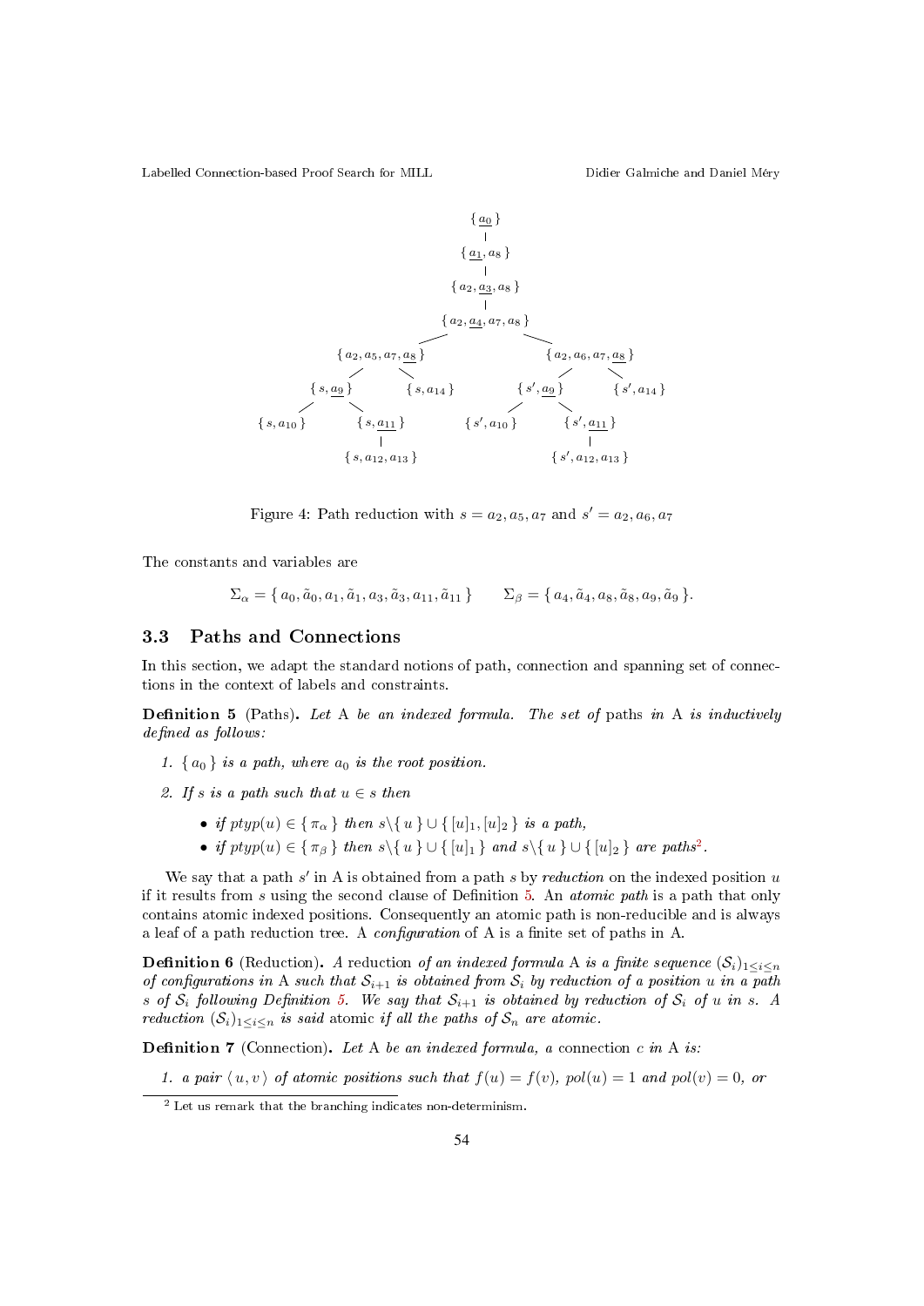$$
\begin{array}{c}
\{\,\underline{a_0}\,\} \\
| \\
\{\,\underline{a_1}, a_8\,\} \\
| \\
\{\,a_2, \underline{a_3}, a_8\,\} \\
| \\
\{\,a_2, \underline{a_4}, a_7, a_8\,\}
\end{array}
$$

Left branch from $\{\,a_2, \underline{a_4}, a_7, a_8\,\}$:

$$
\begin{array}{l}
\{\,a_2, a_5, a_7, \underline{a_8}\,\} \to \{\,s, \underline{a_9}\,\},\ \{\,s, a_{14}\,\} \\
\{\,s, \underline{a_9}\,\} \to \{\,s, a_{10}\,\},\ \{\,s, \underline{a_{11}}\,\} \\
\{\,s, \underline{a_{11}}\,\} \to \{\,s, a_{12}, a_{13}\,\}
\end{array}
$$

Right branch from $\{\,a_2, \underline{a_4}, a_7, a_8\,\}$:

$$
\begin{array}{l}
\{\,a_2, a_6, a_7, \underline{a_8}\,\} \to \{\,s', \underline{a_9}\,\},\ \{\,s', a_{14}\,\} \\
\{\,s', \underline{a_9}\,\} \to \{\,s', a_{10}\,\},\ \{\,s', \underline{a_{11}}\,\} \\
\{\,s', \underline{a_{11}}\,\} \to \{\,s', a_{12}, a_{13}\,\}
\end{array}
$$

Figure 4: Path reduction with $s = a_2, a_5, a_7$ and $s' = a_2, a_6, a_7$

The constants and variables are

$$\Sigma_\alpha = \{\, a_0, \tilde{a}_0, a_1, \tilde{a}_1, a_3, \tilde{a}_3, a_{11}, \tilde{a}_{11} \,\} \qquad \Sigma_\beta = \{\, a_4, \tilde{a}_4, a_8, \tilde{a}_8, a_9, \tilde{a}_9 \,\}.$$

### 3.3 Paths and Connections

In this section, we adapt the standard notions of path, connection and spanning set of connections in the context of labels and constraints.

**Definition 5** (Paths)**.** *Let* A *be an indexed formula. The set of* paths *in* A *is inductively defined as follows:*

1. *$\{\, a_0 \,\}$ is a path, where $a_0$ is the root position.*
2. *If $s$ is a path such that $u \in s$ then*
   - *if $ptyp(u) \in \{\, \pi_\alpha \,\}$ then $s \backslash \{\, u \,\} \cup \{\, [u]_1, [u]_2 \,\}$ is a path,*
   - *if $ptyp(u) \in \{\, \pi_\beta \,\}$ then $s \backslash \{\, u \,\} \cup \{\, [u]_1 \,\}$ and $s \backslash \{\, u \,\} \cup \{\, [u]_2 \,\}$ are paths*[2]*.*

We say that a path $s'$ in A is obtained from a path $s$ by *reduction* on the indexed position $u$ if it results from $s$ using the second clause of Definition 5. An *atomic path* is a path that only contains atomic indexed positions. Consequently an atomic path is non-reducible and is always a leaf of a path reduction tree. A *configuration* of A is a finite set of paths in A.

**Definition 6** (Reduction)**.** *A* reduction *of an indexed formula* A *is a finite sequence $(\mathcal{S}_i)_{1 \le i \le n}$ of configurations in* A *such that $\mathcal{S}_{i+1}$ is obtained from $\mathcal{S}_i$ by reduction of a position $u$ in a path $s$ of $\mathcal{S}_i$ following Definition 5. We say that $\mathcal{S}_{i+1}$ is obtained by reduction of $\mathcal{S}_i$ of $u$ in $s$. A reduction $(\mathcal{S}_i)_{1 \le i \le n}$ is said* atomic *if all the paths of $\mathcal{S}_n$ are atomic.*

**Definition 7** (Connection)**.** *Let* A *be an indexed formula, a* connection $c$ *in* A *is:*

1. *a pair $\langle\, u, v \,\rangle$ of atomic positions such that $f(u) = f(v)$, $pol(u) = 1$ and $pol(v) = 0$, or*

[2] Let us remark that the branching indicates non-determinism.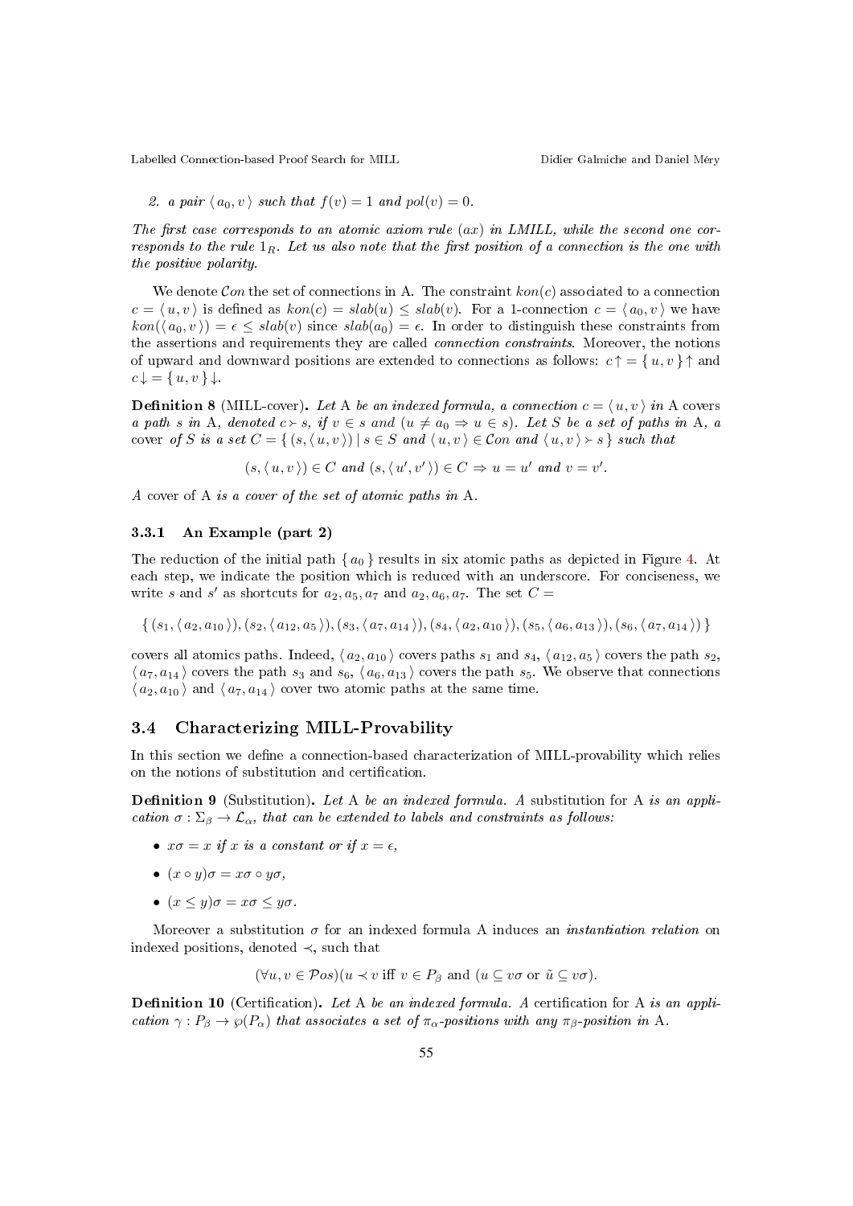2. *a pair* $\langle a_0, v \rangle$ *such that* $f(v) = 1$ *and* $pol(v) = 0$.

*The first case corresponds to an atomic axiom rule* $(ax)$ *in LMILL, while the second one corresponds to the rule* $1_R$. *Let us also note that the first position of a connection is the one with the positive polarity.*

We denote $\mathcal{C}on$ the set of connections in A. The constraint $kon(c)$ associated to a connection $c = \langle u, v \rangle$ is defined as $kon(c) = slab(u) \leq slab(v)$. For a 1-connection $c = \langle a_0, v \rangle$ we have $kon(\langle a_0, v \rangle) = \epsilon \leq slab(v)$ since $slab(a_0) = \epsilon$. In order to distinguish these constraints from the assertions and requirements they are called *connection constraints*. Moreover, the notions of upward and downward positions are extended to connections as follows: $c{\uparrow} = \{ u, v \}{\uparrow}$ and $c{\downarrow} = \{ u, v \}{\downarrow}$.

**Definition 8** (MILL-cover)**.** *Let* A *be an indexed formula, a connection* $c = \langle u, v \rangle$ *in* A covers *a path* $s$ *in* A, *denoted* $c \succ s$, *if* $v \in s$ *and* $(u \neq a_0 \Rightarrow u \in s)$. *Let* $S$ *be a set of paths in* A, *a* cover *of* $S$ *is a set* $C = \{ (s, \langle u, v \rangle) \mid s \in S$ *and* $\langle u, v \rangle \in \mathcal{C}on$ *and* $\langle u, v \rangle \succ s \}$ *such that*

$$(s, \langle u, v \rangle) \in C \text{ and } (s, \langle u', v' \rangle) \in C \Rightarrow u = u' \text{ and } v = v'.$$

*A* cover of A *is a cover of the set of atomic paths in* A.

### 3.3.1 An Example (part 2)

The reduction of the initial path $\{ a_0 \}$ results in six atomic paths as depicted in Figure 4. At each step, we indicate the position which is reduced with an underscore. For conciseness, we write $s$ and $s'$ as shortcuts for $a_2, a_5, a_7$ and $a_2, a_6, a_7$. The set $C =$

$$\{ (s_1, \langle a_2, a_{10} \rangle), (s_2, \langle a_{12}, a_5 \rangle), (s_3, \langle a_7, a_{14} \rangle), (s_4, \langle a_2, a_{10} \rangle), (s_5, \langle a_6, a_{13} \rangle), (s_6, \langle a_7, a_{14} \rangle) \}$$

covers all atomics paths. Indeed, $\langle a_2, a_{10} \rangle$ covers paths $s_1$ and $s_4$, $\langle a_{12}, a_5 \rangle$ covers the path $s_2$, $\langle a_7, a_{14} \rangle$ covers the path $s_3$ and $s_6$, $\langle a_6, a_{13} \rangle$ covers the path $s_5$. We observe that connections $\langle a_2, a_{10} \rangle$ and $\langle a_7, a_{14} \rangle$ cover two atomic paths at the same time.

## 3.4 Characterizing MILL-Provability

In this section we define a connection-based characterization of MILL-provability which relies on the notions of substitution and certification.

**Definition 9** (Substitution)**.** *Let* A *be an indexed formula. A* substitution for A *is an application* $\sigma : \Sigma_\beta \to \mathcal{L}_\alpha$, *that can be extended to labels and constraints as follows:*

- $x\sigma = x$ *if* $x$ *is a constant or if* $x = \epsilon$,
- $(x \circ y)\sigma = x\sigma \circ y\sigma$,
- $(x \leq y)\sigma = x\sigma \leq y\sigma$.

Moreover a substitution $\sigma$ for an indexed formula A induces an *instantiation relation* on indexed positions, denoted $\prec$, such that

$$(\forall u, v \in \mathcal{P}os)(u \prec v \text{ iff } v \in P_\beta \text{ and } (u \subseteq v\sigma \text{ or } \tilde{u} \subseteq v\sigma).$$

**Definition 10** (Certification)**.** *Let* A *be an indexed formula. A* certification for A *is an application* $\gamma : P_\beta \to \wp(P_\alpha)$ *that associates a set of* $\pi_\alpha$*-positions with any* $\pi_\beta$*-position in* A.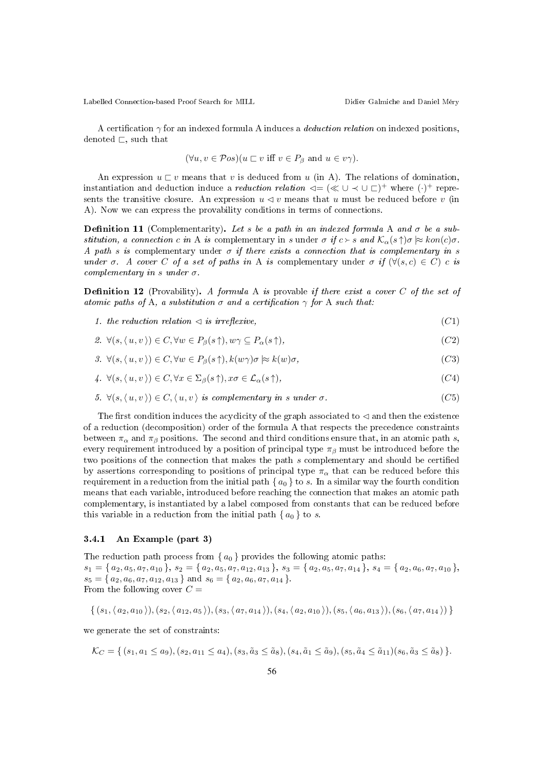A certification $\gamma$ for an indexed formula A induces a *deduction relation* on indexed positions, denoted $\sqsubset$, such that

$$(\forall u, v \in \mathcal{P}os)(u \sqsubset v \text{ iff } v \in P_\beta \text{ and } u \in v\gamma).$$

An expression $u \sqsubset v$ means that $v$ is deduced from $u$ (in A). The relations of domination, instantiation and deduction induce a *reduction relation* $\lhd = (\ll \cup \prec \cup \sqsubset)^+$ where $(\cdot)^+$ represents the transitive closure. An expression $u \lhd v$ means that $u$ must be reduced before $v$ (in A). Now we can express the provability conditions in terms of connections.

**Definition 11** (Complementarity). *Let $s$ be a path in an indexed formula* A *and $\sigma$ be a substitution, a connection $c$ in* A *is* complementary *in $s$ under $\sigma$ if $c \succ s$ and $\mathcal{K}_\alpha(s\!\uparrow)\sigma \models\!\approx kon(c)\sigma$. A path $s$ is* complementary *under $\sigma$ if there exists a connection that is complementary in $s$ under $\sigma$. A cover $C$ of a set of paths in* A *is* complementary *under $\sigma$ if $(\forall (s,c) \in C)$ $c$ is complementary in $s$ under $\sigma$.*

**Definition 12** (Provability). *A formula* A *is* provable *if there exist a cover $C$ of the set of atomic paths of* A*, a substitution $\sigma$ and a certification $\gamma$ for* A *such that:*

1. *the reduction relation $\lhd$ is irreflexive,* $\quad (C1)$
2. $\forall (s, \langle u, v \rangle) \in C, \forall w \in P_\beta(s\!\uparrow), w\gamma \subseteq P_\alpha(s\!\uparrow),$ $\quad (C2)$
3. $\forall (s, \langle u, v \rangle) \in C, \forall w \in P_\beta(s\!\uparrow), k(w\gamma)\sigma \models\!\approx k(w)\sigma,$ $\quad (C3)$
4. $\forall (s, \langle u, v \rangle) \in C, \forall x \in \Sigma_\beta(s\!\uparrow), x\sigma \in \mathcal{L}_\alpha(s\!\uparrow),$ $\quad (C4)$
5. $\forall (s, \langle u, v \rangle) \in C,$ *$\langle u, v \rangle$ is complementary in $s$ under $\sigma$.* $\quad (C5)$

The first condition induces the acyclicity of the graph associated to $\lhd$ and then the existence of a reduction (decomposition) order of the formula A that respects the precedence constraints between $\pi_\alpha$ and $\pi_\beta$ positions. The second and third conditions ensure that, in an atomic path $s$, every requirement introduced by a position of principal type $\pi_\beta$ must be introduced before the two positions of the connection that makes the path $s$ complementary and should be certified by assertions corresponding to positions of principal type $\pi_\alpha$ that can be reduced before this requirement in a reduction from the initial path $\{ a_0 \}$ to $s$. In a similar way the fourth condition means that each variable, introduced before reaching the connection that makes an atomic path complementary, is instantiated by a label composed from constants that can be reduced before this variable in a reduction from the initial path $\{ a_0 \}$ to $s$.

### 3.4.1 An Example (part 3)

The reduction path process from $\{ a_0 \}$ provides the following atomic paths:
$s_1 = \{ a_2, a_5, a_7, a_{10} \}$, $s_2 = \{ a_2, a_5, a_7, a_{12}, a_{13} \}$, $s_3 = \{ a_2, a_5, a_7, a_{14} \}$, $s_4 = \{ a_2, a_6, a_7, a_{10} \}$, $s_5 = \{ a_2, a_6, a_7, a_{12}, a_{13} \}$ and $s_6 = \{ a_2, a_6, a_7, a_{14} \}$.
From the following cover $C =$

$$\{ (s_1, \langle a_2, a_{10} \rangle), (s_2, \langle a_{12}, a_5 \rangle), (s_3, \langle a_7, a_{14} \rangle), (s_4, \langle a_2, a_{10} \rangle), (s_5, \langle a_6, a_{13} \rangle), (s_6, \langle a_7, a_{14} \rangle) \}$$

we generate the set of constraints:

$$\mathcal{K}_C = \{ (s_1, a_1 \leq a_9), (s_2, a_{11} \leq a_4), (s_3, \tilde{a}_3 \leq \tilde{a}_8), (s_4, \tilde{a}_1 \leq \tilde{a}_9), (s_5, \tilde{a}_4 \leq \tilde{a}_{11})(s_6, \tilde{a}_3 \leq \tilde{a}_8) \}.$$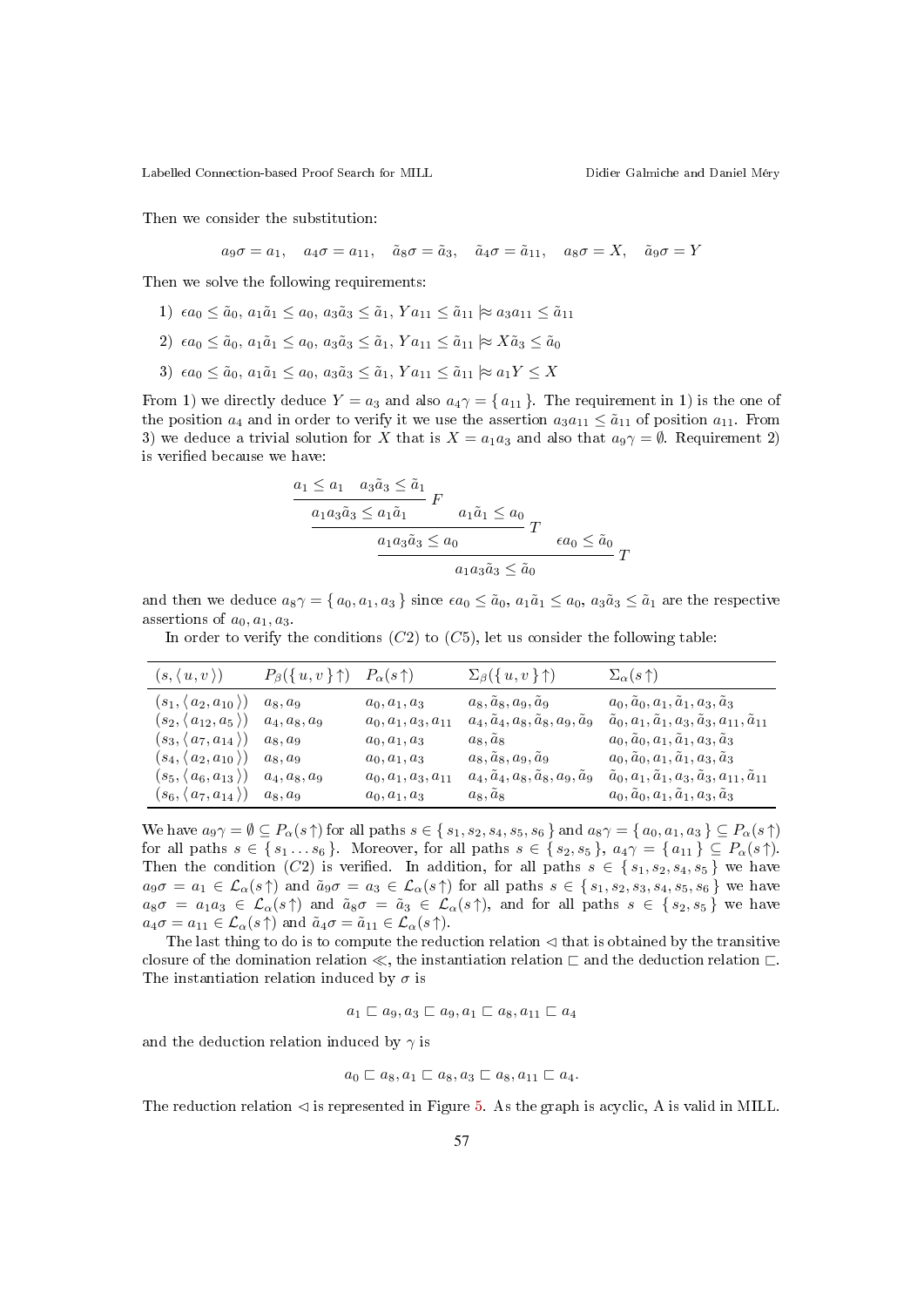Then we consider the substitution:

$$a_9\sigma = a_1, \quad a_4\sigma = a_{11}, \quad \tilde{a}_8\sigma = \tilde{a}_3, \quad \tilde{a}_4\sigma = \tilde{a}_{11}, \quad a_8\sigma = X, \quad \tilde{a}_9\sigma = Y$$

Then we solve the following requirements:

1) $\epsilon a_0 \leq \tilde{a}_0,\ a_1\tilde{a}_1 \leq a_0,\ a_3\tilde{a}_3 \leq \tilde{a}_1,\ Ya_{11} \leq \tilde{a}_{11} \mathrel{|\!\approx} a_3a_{11} \leq \tilde{a}_{11}$

2) $\epsilon a_0 \leq \tilde{a}_0,\ a_1\tilde{a}_1 \leq a_0,\ a_3\tilde{a}_3 \leq \tilde{a}_1,\ Ya_{11} \leq \tilde{a}_{11} \mathrel{|\!\approx} X\tilde{a}_3 \leq \tilde{a}_0$

3) $\epsilon a_0 \leq \tilde{a}_0,\ a_1\tilde{a}_1 \leq a_0,\ a_3\tilde{a}_3 \leq \tilde{a}_1,\ Ya_{11} \leq \tilde{a}_{11} \mathrel{|\!\approx} a_1Y \leq X$

From 1) we directly deduce $Y = a_3$ and also $a_4\gamma = \{ a_{11} \}$. The requirement in 1) is the one of the position $a_4$ and in order to verify it we use the assertion $a_3a_{11} \leq \tilde{a}_{11}$ of position $a_{11}$. From 3) we deduce a trivial solution for $X$ that is $X = a_1a_3$ and also that $a_9\gamma = \emptyset$. Requirement 2) is verified because we have:

$$\dfrac{\dfrac{\dfrac{a_1 \leq a_1 \quad a_3\tilde{a}_3 \leq \tilde{a}_1}{a_1a_3\tilde{a}_3 \leq a_1\tilde{a}_1}\,F \qquad a_1\tilde{a}_1 \leq a_0}{a_1a_3\tilde{a}_3 \leq a_0}\,T \qquad \epsilon a_0 \leq \tilde{a}_0}{a_1a_3\tilde{a}_3 \leq \tilde{a}_0}\,T$$

and then we deduce $a_8\gamma = \{ a_0, a_1, a_3 \}$ since $\epsilon a_0 \leq \tilde{a}_0$, $a_1\tilde{a}_1 \leq a_0$, $a_3\tilde{a}_3 \leq \tilde{a}_1$ are the respective assertions of $a_0, a_1, a_3$.

In order to verify the conditions $(C2)$ to $(C5)$, let us consider the following table:

| $(s, \langle u, v \rangle)$ | $P_\beta(\{ u, v \}\!\uparrow)$ | $P_\alpha(s\!\uparrow)$ | $\Sigma_\beta(\{ u, v \}\!\uparrow)$ | $\Sigma_\alpha(s\!\uparrow)$ |
|---|---|---|---|---|
| $(s_1, \langle a_2, a_{10} \rangle)$ | $a_8, a_9$ | $a_0, a_1, a_3$ | $a_8, \tilde{a}_8, a_9, \tilde{a}_9$ | $a_0, \tilde{a}_0, a_1, \tilde{a}_1, a_3, \tilde{a}_3$ |
| $(s_2, \langle a_{12}, a_5 \rangle)$ | $a_4, a_8, a_9$ | $a_0, a_1, a_3, a_{11}$ | $a_4, \tilde{a}_4, a_8, \tilde{a}_8, a_9, \tilde{a}_9$ | $\tilde{a}_0, a_1, \tilde{a}_1, a_3, \tilde{a}_3, a_{11}, \tilde{a}_{11}$ |
| $(s_3, \langle a_7, a_{14} \rangle)$ | $a_8, a_9$ | $a_0, a_1, a_3$ | $a_8, \tilde{a}_8$ | $a_0, \tilde{a}_0, a_1, \tilde{a}_1, a_3, \tilde{a}_3$ |
| $(s_4, \langle a_2, a_{10} \rangle)$ | $a_8, a_9$ | $a_0, a_1, a_3$ | $a_8, \tilde{a}_8, a_9, \tilde{a}_9$ | $a_0, \tilde{a}_0, a_1, \tilde{a}_1, a_3, \tilde{a}_3$ |
| $(s_5, \langle a_6, a_{13} \rangle)$ | $a_4, a_8, a_9$ | $a_0, a_1, a_3, a_{11}$ | $a_4, \tilde{a}_4, a_8, \tilde{a}_8, a_9, \tilde{a}_9$ | $\tilde{a}_0, a_1, \tilde{a}_1, a_3, \tilde{a}_3, a_{11}, \tilde{a}_{11}$ |
| $(s_6, \langle a_7, a_{14} \rangle)$ | $a_8, a_9$ | $a_0, a_1, a_3$ | $a_8, \tilde{a}_8$ | $a_0, \tilde{a}_0, a_1, \tilde{a}_1, a_3, \tilde{a}_3$ |

We have $a_9\gamma = \emptyset \subseteq P_\alpha(s\!\uparrow)$ for all paths $s \in \{ s_1, s_2, s_4, s_5, s_6 \}$ and $a_8\gamma = \{ a_0, a_1, a_3 \} \subseteq P_\alpha(s\!\uparrow)$ for all paths $s \in \{ s_1 \ldots s_6 \}$. Moreover, for all paths $s \in \{ s_2, s_5 \}$, $a_4\gamma = \{ a_{11} \} \subseteq P_\alpha(s\!\uparrow)$. Then the condition $(C2)$ is verified. In addition, for all paths $s \in \{ s_1, s_2, s_4, s_5 \}$ we have $a_9\sigma = a_1 \in \mathcal{L}_\alpha(s\!\uparrow)$ and $\tilde{a}_9\sigma = a_3 \in \mathcal{L}_\alpha(s\!\uparrow)$ for all paths $s \in \{ s_1, s_2, s_3, s_4, s_5, s_6 \}$ we have $a_8\sigma = a_1a_3 \in \mathcal{L}_\alpha(s\!\uparrow)$ and $\tilde{a}_8\sigma = \tilde{a}_3 \in \mathcal{L}_\alpha(s\!\uparrow)$, and for all paths $s \in \{ s_2, s_5 \}$ we have $a_4\sigma = a_{11} \in \mathcal{L}_\alpha(s\!\uparrow)$ and $\tilde{a}_4\sigma = \tilde{a}_{11} \in \mathcal{L}_\alpha(s\!\uparrow)$.

The last thing to do is to compute the reduction relation $\lhd$ that is obtained by the transitive closure of the domination relation $\ll$, the instantiation relation $\sqsubset$ and the deduction relation $\sqsubset$. The instantiation relation induced by $\sigma$ is

$$a_1 \sqsubset a_9, a_3 \sqsubset a_9, a_1 \sqsubset a_8, a_{11} \sqsubset a_4$$

and the deduction relation induced by $\gamma$ is

$$a_0 \sqsubset a_8, a_1 \sqsubset a_8, a_3 \sqsubset a_8, a_{11} \sqsubset a_4.$$

The reduction relation $\lhd$ is represented in Figure 5. As the graph is acyclic, A is valid in MILL.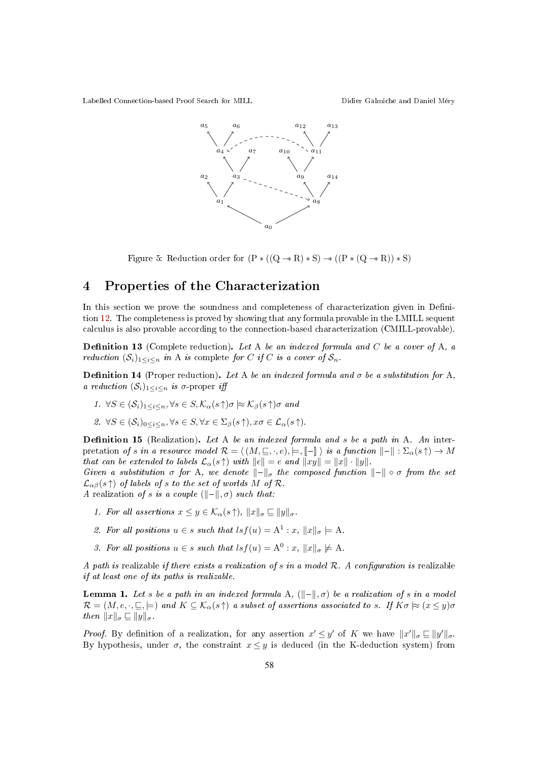Figure 5: Reduction order for $(\mathrm{P} * ((\mathrm{Q} \multimap \mathrm{R}) * \mathrm{S}) \multimap ((\mathrm{P} * (\mathrm{Q} \multimap \mathrm{R})) * \mathrm{S})$

# 4 Properties of the Characterization

In this section we prove the soundness and completeness of characterization given in Definition 12. The completeness is proved by showing that any formula provable in the LMILL sequent calculus is also provable according to the connection-based characterization (CMILL-provable).

**Definition 13** (Complete reduction)**.** *Let* $\mathrm{A}$ *be an indexed formula and* $C$ *be a cover of* $\mathrm{A}$*, a reduction* $(\mathcal{S}_i)_{1\leq i\leq n}$ *in* $\mathrm{A}$ *is* complete *for* $C$ *if* $C$ *is a cover of* $\mathcal{S}_n$*.*

**Definition 14** (Proper reduction)**.** *Let* $\mathrm{A}$ *be an indexed formula and* $\sigma$ *be a substitution for* $\mathrm{A}$*, a reduction* $(\mathcal{S}_i)_{1\leq i\leq n}$ *is* $\sigma$*-proper iff*

1. $\forall S \in (\mathcal{S}_i)_{1\leq i\leq n}, \forall s \in S, \mathcal{K}_\alpha(s\!\uparrow)\sigma \approx \mathcal{K}_\beta(s\!\uparrow)\sigma$ *and*
2. $\forall S \in (\mathcal{S}_i)_{0\leq i\leq n}, \forall s \in S, \forall x \in \Sigma_\beta(s\!\uparrow), x\sigma \in \mathcal{L}_\alpha(s\!\uparrow)$*.*

**Definition 15** (Realization)**.** *Let* $\mathrm{A}$ *be an indexed formula and* $s$ *be a path in* $\mathrm{A}$*. An* interpretation *of* $s$ *in a resource model* $\mathcal{R} = \langle (M, \sqsubseteq, \cdot, e), \models, [\![-]\!] \rangle$ *is a function* $\|-\| : \Sigma_\alpha(s\!\uparrow) \to M$ *that can be extended to labels* $\mathcal{L}_\alpha(s\!\uparrow)$ *with* $\|\epsilon\| = e$ *and* $\|xy\| = \|x\| \cdot \|y\|$*.*
*Given a substitution* $\sigma$ *for* $\mathrm{A}$*, we denote* $\|-\|_\sigma$ *the composed function* $\|-\| \circ \sigma$ *from the set* $\mathcal{L}_{\alpha\beta}(s\!\uparrow)$ *of labels of* $s$ *to the set of worlds* $M$ *of* $\mathcal{R}$*.*
*A* realization *of* $s$ *is a couple* $(\|-\|, \sigma)$ *such that:*

1. *For all assertions* $x \leq y \in \mathcal{K}_\alpha(s\!\uparrow)$*,* $\|x\|_\sigma \sqsubseteq \|y\|_\sigma$*.*
2. *For all positions* $u \in s$ *such that* $lsf(u) = \mathrm{A}^1 : x$*,* $\|x\|_\sigma \models \mathrm{A}$*.*
3. *For all positions* $u \in s$ *such that* $lsf(u) = \mathrm{A}^0 : x$*,* $\|x\|_\sigma \not\models \mathrm{A}$*.*

*A path is* realizable *if there exists a realization of* $s$ *in a model* $\mathcal{R}$*. A configuration is* realizable *if at least one of its paths is realizable.*

**Lemma 1.** *Let* $s$ *be a path in an indexed formula* $\mathrm{A}$*,* $(\|-\|, \sigma)$ *be a realization of* $s$ *in a model* $\mathcal{R} = (M, e, \cdot, \sqsubseteq, \models)$ *and* $K \subseteq \mathcal{K}_\alpha(s\!\uparrow)$ *a subset of assertions associated to* $s$*. If* $K\sigma \approx (x \leq y)\sigma$ *then* $\|x\|_\sigma \sqsubseteq \|y\|_\sigma$*.*

*Proof.* By definition of a realization, for any assertion $x' \leq y'$ of $K$ we have $\|x'\|_\sigma \sqsubseteq \|y'\|_\sigma$. By hypothesis, under $\sigma$, the constraint $x \leq y$ is deduced (in the K-deduction system) from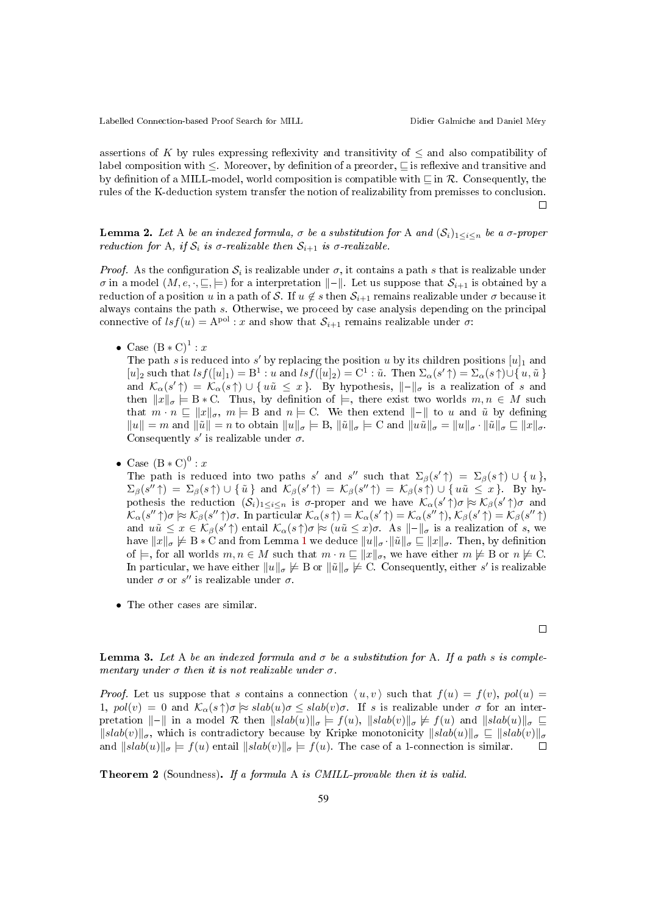assertions of $K$ by rules expressing reflexivity and transitivity of $\leq$ and also compatibility of label composition with $\leq$. Moreover, by definition of a preorder, $\sqsubseteq$ is reflexive and transitive and by definition of a MILL-model, world composition is compatible with $\sqsubseteq$ in $\mathcal{R}$. Consequently, the rules of the K-deduction system transfer the notion of realizability from premisses to conclusion. □

**Lemma 2.** *Let* A *be an indexed formula,* $\sigma$ *be a substitution for* A *and* $(\mathcal{S}_i)_{1\leq i\leq n}$ *be a* $\sigma$*-proper reduction for* A*, if* $\mathcal{S}_i$ *is* $\sigma$*-realizable then* $\mathcal{S}_{i+1}$ *is* $\sigma$*-realizable.*

*Proof.* As the configuration $\mathcal{S}_i$ is realizable under $\sigma$, it contains a path $s$ that is realizable under $\sigma$ in a model $(M, e, \cdot, \sqsubseteq, \models)$ for a interpretation $\|-\|$. Let us suppose that $\mathcal{S}_{i+1}$ is obtained by a reduction of a position $u$ in a path of $\mathcal{S}$. If $u \notin s$ then $\mathcal{S}_{i+1}$ remains realizable under $\sigma$ because it always contains the path $s$. Otherwise, we proceed by case analysis depending on the principal connective of $lsf(u) = \mathrm{A}^{\mathrm{pol}} : x$ and show that $\mathcal{S}_{i+1}$ remains realizable under $\sigma$:

- Case $(\mathrm{B} * \mathrm{C})^1 : x$
  The path $s$ is reduced into $s'$ by replacing the position $u$ by its children positions $[u]_1$ and $[u]_2$ such that $lsf([u]_1) = \mathrm{B}^1 : u$ and $lsf([u]_2) = \mathrm{C}^1 : \tilde{u}$. Then $\Sigma_\alpha(s'\!\uparrow) = \Sigma_\alpha(s\!\uparrow) \cup \{\, u, \tilde{u}\,\}$ and $\mathcal{K}_\alpha(s'\!\uparrow) = \mathcal{K}_\alpha(s\!\uparrow) \cup \{\, u\tilde{u} \leq x\,\}$. By hypothesis, $\|-\|_\sigma$ is a realization of $s$ and then $\|x\|_\sigma \models \mathrm{B} * \mathrm{C}$. Thus, by definition of $\models$, there exist two worlds $m, n \in M$ such that $m \cdot n \sqsubseteq \|x\|_\sigma$, $m \models \mathrm{B}$ and $n \models \mathrm{C}$. We then extend $\|-\|$ to $u$ and $\tilde{u}$ by defining $\|u\| = m$ and $\|\tilde{u}\| = n$ to obtain $\|u\|_\sigma \models \mathrm{B}$, $\|\tilde{u}\|_\sigma \models \mathrm{C}$ and $\|u\tilde{u}\|_\sigma = \|u\|_\sigma \cdot \|\tilde{u}\|_\sigma \sqsubseteq \|x\|_\sigma$. Consequently $s'$ is realizable under $\sigma$.

- Case $(\mathrm{B} * \mathrm{C})^0 : x$
  The path is reduced into two paths $s'$ and $s''$ such that $\Sigma_\beta(s'\!\uparrow) = \Sigma_\beta(s\!\uparrow) \cup \{\, u\,\}$, $\Sigma_\beta(s''\!\uparrow) = \Sigma_\beta(s\!\uparrow) \cup \{\, \tilde{u}\,\}$ and $\mathcal{K}_\beta(s'\!\uparrow) = \mathcal{K}_\beta(s''\!\uparrow) = \mathcal{K}_\beta(s\!\uparrow) \cup \{\, u\tilde{u} \leq x\,\}$. By hypothesis the reduction $(\mathcal{S}_i)_{1\leq i\leq n}$ is $\sigma$-proper and we have $\mathcal{K}_\alpha(s'\!\uparrow)\sigma \approx \mathcal{K}_\beta(s'\!\uparrow)\sigma$ and $\mathcal{K}_\alpha(s''\!\uparrow)\sigma \approx \mathcal{K}_\beta(s''\!\uparrow)\sigma$. In particular $\mathcal{K}_\alpha(s\!\uparrow) = \mathcal{K}_\alpha(s'\!\uparrow) = \mathcal{K}_\alpha(s''\!\uparrow)$, $\mathcal{K}_\beta(s'\!\uparrow) = \mathcal{K}_\beta(s''\!\uparrow)$ and $u\tilde{u} \leq x \in \mathcal{K}_\beta(s'\!\uparrow)$ entail $\mathcal{K}_\alpha(s\!\uparrow)\sigma \approx (u\tilde{u} \leq x)\sigma$. As $\|-\|_\sigma$ is a realization of $s$, we have $\|x\|_\sigma \not\models \mathrm{B} * \mathrm{C}$ and from Lemma 1 we deduce $\|u\|_\sigma \cdot \|\tilde{u}\|_\sigma \sqsubseteq \|x\|_\sigma$. Then, by definition of $\models$, for all worlds $m, n \in M$ such that $m \cdot n \sqsubseteq \|x\|_\sigma$, we have either $m \not\models \mathrm{B}$ or $n \not\models \mathrm{C}$. In particular, we have either $\|u\|_\sigma \not\models \mathrm{B}$ or $\|\tilde{u}\|_\sigma \not\models \mathrm{C}$. Consequently, either $s'$ is realizable under $\sigma$ or $s''$ is realizable under $\sigma$.

- The other cases are similar.

□

**Lemma 3.** *Let* A *be an indexed formula and* $\sigma$ *be a substitution for* A*. If a path* $s$ *is complementary under* $\sigma$ *then it is not realizable under* $\sigma$*.*

*Proof.* Let us suppose that $s$ contains a connection $\langle\, u, v\,\rangle$ such that $f(u) = f(v)$, $pol(u) = 1$, $pol(v) = 0$ and $\mathcal{K}_\alpha(s\!\uparrow)\sigma \approx slab(u)\sigma \leq slab(v)\sigma$. If $s$ is realizable under $\sigma$ for an interpretation $\|-\|$ in a model $\mathcal{R}$ then $\|slab(u)\|_\sigma \models f(u)$, $\|slab(v)\|_\sigma \not\models f(u)$ and $\|slab(u)\|_\sigma \sqsubseteq \|slab(v)\|_\sigma$, which is contradictory because by Kripke monotonicity $\|slab(u)\|_\sigma \sqsubseteq \|slab(v)\|_\sigma$ and $\|slab(u)\|_\sigma \models f(u)$ entail $\|slab(v)\|_\sigma \models f(u)$. The case of a 1-connection is similar. □

**Theorem 2** (Soundness)**.** *If a formula* A *is CMILL-provable then it is valid.*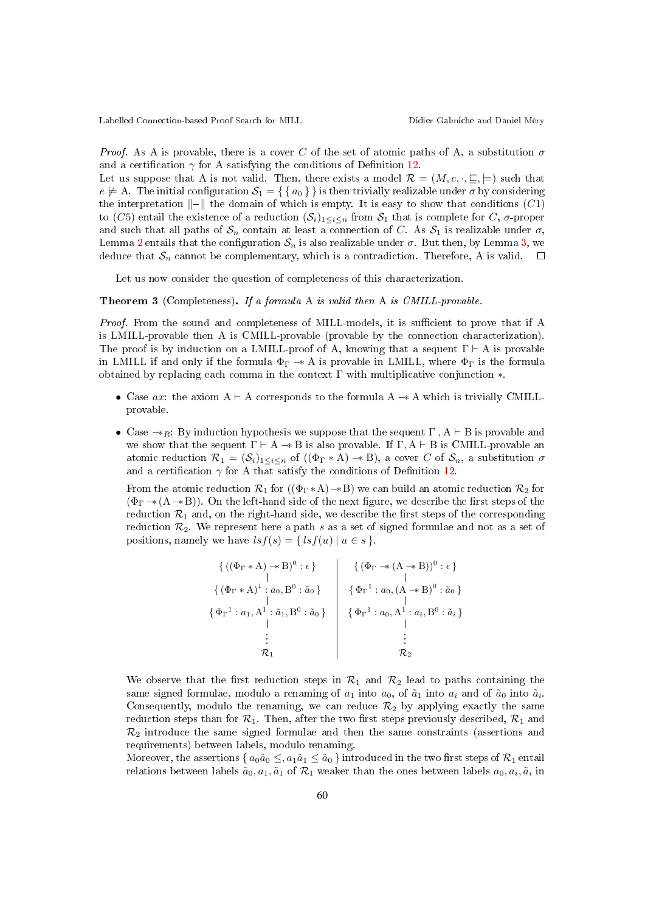*Proof.* As A is provable, there is a cover $C$ of the set of atomic paths of A, a substitution $\sigma$ and a certification $\gamma$ for A satisfying the conditions of Definition 12.
Let us suppose that A is not valid. Then, there exists a model $\mathcal{R} = (M, e, \cdot, \sqsubseteq, \models)$ such that $e \not\models$ A. The initial configuration $\mathcal{S}_1 = \{\, \{\, a_0 \,\}\, \}$ is then trivially realizable under $\sigma$ by considering the interpretation $\|{-}\|$ the domain of which is empty. It is easy to show that conditions $(C1)$ to $(C5)$ entail the existence of a reduction $(\mathcal{S}_i)_{1 \leq i \leq n}$ from $\mathcal{S}_1$ that is complete for $C$, $\sigma$-proper and such that all paths of $\mathcal{S}_n$ contain at least a connection of $C$. As $\mathcal{S}_1$ is realizable under $\sigma$, Lemma 2 entails that the configuration $\mathcal{S}_n$ is also realizable under $\sigma$. But then, by Lemma 3, we deduce that $\mathcal{S}_n$ cannot be complementary, which is a contradiction. Therefore, A is valid. □

Let us now consider the question of completeness of this characterization.

**Theorem 3** (Completeness)**.** *If a formula* A *is valid then* A *is CMILL-provable.*

*Proof.* From the sound and completeness of MILL-models, it is sufficient to prove that if A is LMILL-provable then A is CMILL-provable (provable by the connection characterization). The proof is by induction on a LMILL-proof of A, knowing that a sequent $\Gamma \vdash$ A is provable in LMILL if and only if the formula $\Phi_\Gamma \multimap$ A is provable in LMILL, where $\Phi_\Gamma$ is the formula obtained by replacing each comma in the context $\Gamma$ with multiplicative conjunction $*$.

- Case $ax$: the axiom A $\vdash$ A corresponds to the formula A $\multimap$ A which is trivially CMILL-provable.
- Case $\multimap_R$: By induction hypothesis we suppose that the sequent $\Gamma$ , A $\vdash$ B is provable and we show that the sequent $\Gamma \vdash$ A $\multimap$ B is also provable. If $\Gamma$, A $\vdash$ B is CMILL-provable an atomic reduction $\mathcal{R}_1 = (\mathcal{S}_i)_{1 \leq i \leq n}$ of $((\Phi_\Gamma * \mathrm{A}) \multimap \mathrm{B})$, a cover $C$ of $\mathcal{S}_n$, a substitution $\sigma$ and a certification $\gamma$ for A that satisfy the conditions of Definition 12.

  From the atomic reduction $\mathcal{R}_1$ for $((\Phi_\Gamma * \mathrm{A}) \multimap \mathrm{B})$ we can build an atomic reduction $\mathcal{R}_2$ for $(\Phi_\Gamma \multimap (\mathrm{A} \multimap \mathrm{B}))$. On the left-hand side of the next figure, we describe the first steps of the reduction $\mathcal{R}_1$ and, on the right-hand side, we describe the first steps of the corresponding reduction $\mathcal{R}_2$. We represent here a path $s$ as a set of signed formulae and not as a set of positions, namely we have $lsf(s) = \{\, lsf(u) \mid u \in s \,\}$.

| $\mathcal{R}_1$ | $\mathcal{R}_2$ |
|---|---|
| $\{\, ((\Phi_\Gamma * \mathrm{A}) \multimap \mathrm{B})^0 : \epsilon \,\}$ | $\{\, (\Phi_\Gamma \multimap (\mathrm{A} \multimap \mathrm{B}))^0 : \epsilon \,\}$ |
| $\{\, (\Phi_\Gamma * \mathrm{A})^1 : a_0, \mathrm{B}^0 : \tilde{a}_0 \,\}$ | $\{\, {\Phi_\Gamma}^1 : a_0, (\mathrm{A} \multimap \mathrm{B})^0 : \tilde{a}_0 \,\}$ |
| $\{\, {\Phi_\Gamma}^1 : a_1, \mathrm{A}^1 : \tilde{a}_1, \mathrm{B}^0 : \tilde{a}_0 \,\}$ | $\{\, {\Phi_\Gamma}^1 : a_0, \mathrm{A}^1 : a_i, \mathrm{B}^0 : \tilde{a}_i \,\}$ |
| $\vdots$ | $\vdots$ |

  We observe that the first reduction steps in $\mathcal{R}_1$ and $\mathcal{R}_2$ lead to paths containing the same signed formulae, modulo a renaming of $a_1$ into $a_0$, of $\tilde{a}_1$ into $a_i$ and of $\tilde{a}_0$ into $\tilde{a}_i$. Consequently, modulo the renaming, we can reduce $\mathcal{R}_2$ by applying exactly the same reduction steps than for $\mathcal{R}_1$. Then, after the two first steps previously described, $\mathcal{R}_1$ and $\mathcal{R}_2$ introduce the same signed formulae and then the same constraints (assertions and requirements) between labels, modulo renaming.
  Moreover, the assertions $\{\, a_0\tilde{a}_0 \leq, a_1\tilde{a}_1 \leq \tilde{a}_0 \,\}$ introduced in the two first steps of $\mathcal{R}_1$ entail relations between labels $\tilde{a}_0, a_1, \tilde{a}_1$ of $\mathcal{R}_1$ weaker than the ones between labels $a_0, a_i, \tilde{a}_i$ in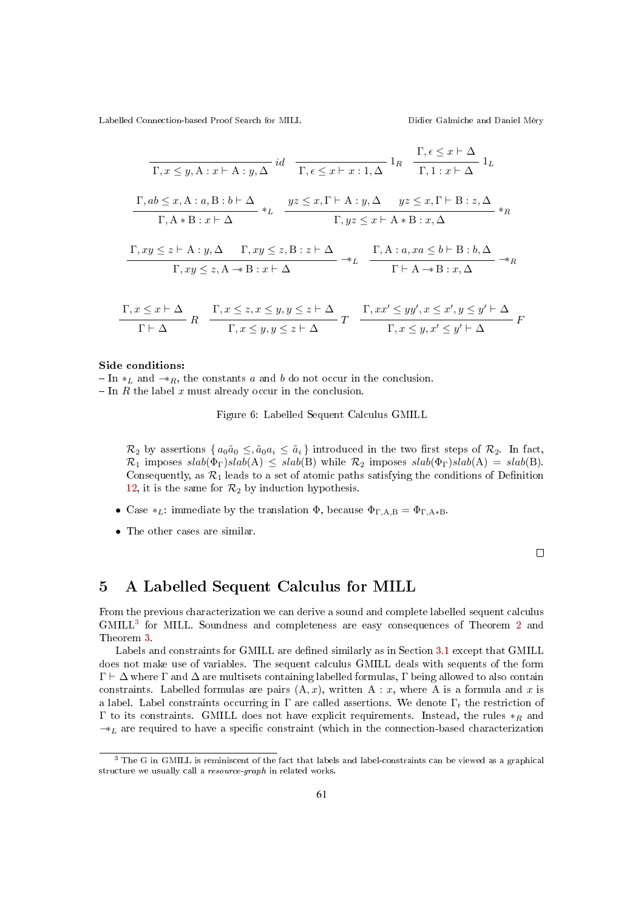$$\frac{}{\Gamma, x \leq y, \mathrm{A} : x \vdash \mathrm{A} : y, \Delta}\ id \qquad \frac{}{\Gamma, \epsilon \leq x \vdash x : 1, \Delta}\ 1_R \qquad \frac{\Gamma, \epsilon \leq x \vdash \Delta}{\Gamma, 1 : x \vdash \Delta}\ 1_L$$

$$\frac{\Gamma, ab \leq x, \mathrm{A} : a, \mathrm{B} : b \vdash \Delta}{\Gamma, \mathrm{A} * \mathrm{B} : x \vdash \Delta}\ *_L \qquad \frac{yz \leq x, \Gamma \vdash \mathrm{A} : y, \Delta \qquad yz \leq x, \Gamma \vdash \mathrm{B} : z, \Delta}{\Gamma, yz \leq x \vdash \mathrm{A} * \mathrm{B} : x, \Delta}\ *_R$$

$$\frac{\Gamma, xy \leq z \vdash \mathrm{A} : y, \Delta \qquad \Gamma, xy \leq z, \mathrm{B} : z \vdash \Delta}{\Gamma, xy \leq z, \mathrm{A} -\!\!* \mathrm{B} : x \vdash \Delta}\ -\!\!*_L \qquad \frac{\Gamma, \mathrm{A} : a, xa \leq b \vdash \mathrm{B} : b, \Delta}{\Gamma \vdash \mathrm{A} -\!\!* \mathrm{B} : x, \Delta}\ -\!\!*_R$$

$$\frac{\Gamma, x \leq x \vdash \Delta}{\Gamma \vdash \Delta}\ R \qquad \frac{\Gamma, x \leq z, x \leq y, y \leq z \vdash \Delta}{\Gamma, x \leq y, y \leq z \vdash \Delta}\ T \qquad \frac{\Gamma, xx' \leq yy', x \leq x', y \leq y' \vdash \Delta}{\Gamma, x \leq y, x' \leq y' \vdash \Delta}\ F$$

**Side conditions:**
– In $*_L$ and $-\!\!*_R$, the constants $a$ and $b$ do not occur in the conclusion.
– In $R$ the label $x$ must already occur in the conclusion.

Figure 6: Labelled Sequent Calculus GMILL

$\mathcal{R}_2$ by assertions $\{\, a_0\tilde{a}_0 \leq, \tilde{a}_0 a_i \leq \tilde{a}_i \}$ introduced in the two first steps of $\mathcal{R}_2$. In fact, $\mathcal{R}_1$ imposes $slab(\Phi_\Gamma)slab(\mathrm{A}) \leq slab(\mathrm{B})$ while $\mathcal{R}_2$ imposes $slab(\Phi_\Gamma)slab(\mathrm{A}) = slab(\mathrm{B})$. Consequently, as $\mathcal{R}_1$ leads to a set of atomic paths satisfying the conditions of Definition 12, it is the same for $\mathcal{R}_2$ by induction hypothesis.

- Case $*_L$: immediate by the translation $\Phi$, because $\Phi_{\Gamma,\mathrm{A},\mathrm{B}} = \Phi_{\Gamma,\mathrm{A}*\mathrm{B}}$.
- The other cases are similar.

□

# 5 A Labelled Sequent Calculus for MILL

From the previous characterization we can derive a sound and complete labelled sequent calculus GMILL[3] for MILL. Soundness and completeness are easy consequences of Theorem 2 and Theorem 3.

Labels and constraints for GMILL are defined similarly as in Section 3.1 except that GMILL does not make use of variables. The sequent calculus GMILL deals with sequents of the form $\Gamma \vdash \Delta$ where $\Gamma$ and $\Delta$ are multisets containing labelled formulas, $\Gamma$ being allowed to also contain constraints. Labelled formulas are pairs $(\mathrm{A}, x)$, written $\mathrm{A} : x$, where A is a formula and $x$ is a label. Label constraints occurring in $\Gamma$ are called assertions. We denote $\Gamma_r$ the restriction of $\Gamma$ to its constraints. GMILL does not have explicit requirements. Instead, the rules $*_R$ and $-\!\!*_L$ are required to have a specific constraint (which in the connection-based characterization

[3] The G in GMILL is reminiscent of the fact that labels and label-constraints can be viewed as a graphical structure we usually call a *resource-graph* in related works.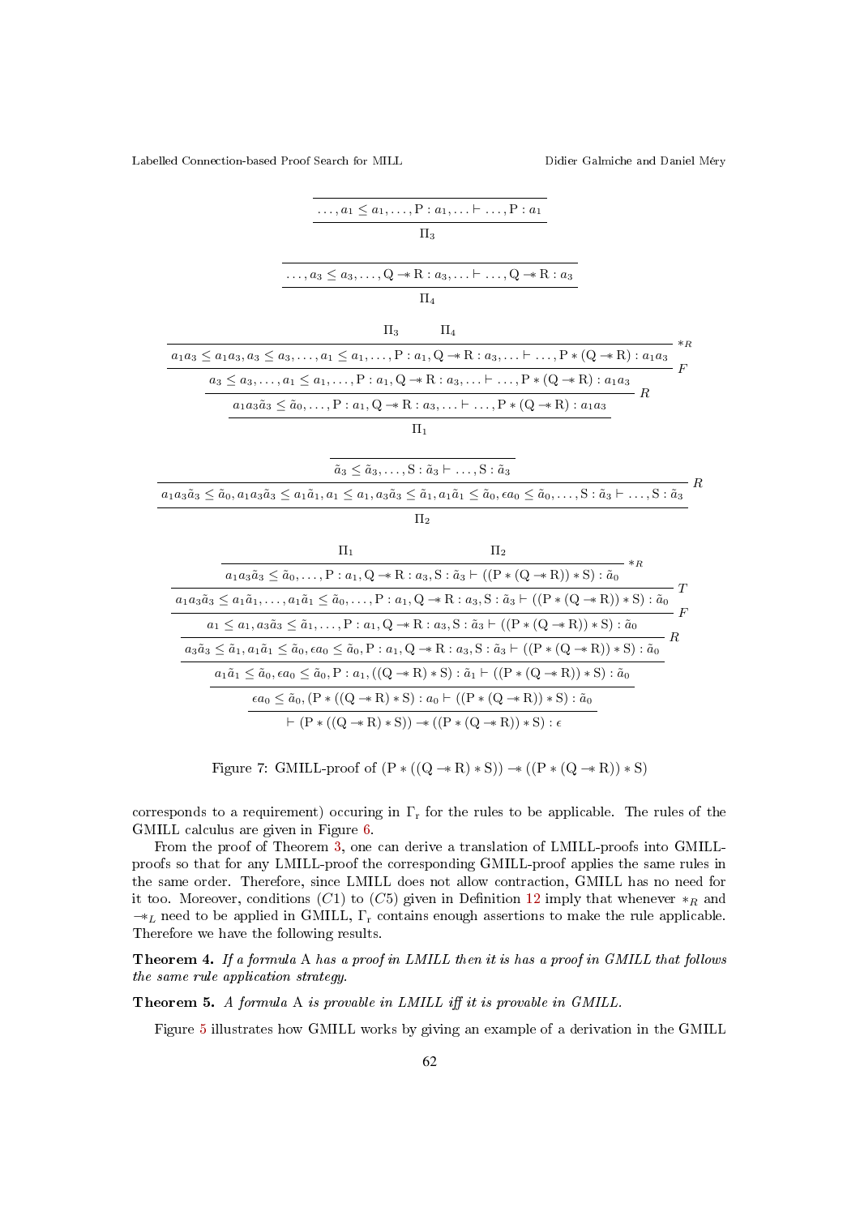$$\dfrac{}{\dots, a_1 \leq a_1, \dots, \mathrm{P} : a_1, \dots \vdash \dots, \mathrm{P} : a_1}$$

$$\Pi_3$$

$$\dfrac{}{\dots, a_3 \leq a_3, \dots, \mathrm{Q} \multimap \mathrm{R} : a_3, \dots \vdash \dots, \mathrm{Q} \multimap \mathrm{R} : a_3}$$

$$\Pi_4$$

$$\dfrac{\dfrac{\dfrac{\Pi_3 \qquad \Pi_4}{a_1 a_3 \leq a_1 a_3, a_3 \leq a_3, \dots, a_1 \leq a_1, \dots, \mathrm{P} : a_1, \mathrm{Q} \multimap \mathrm{R} : a_3, \dots \vdash \dots, \mathrm{P} * (\mathrm{Q} \multimap \mathrm{R}) : a_1 a_3}\ *_R}{a_3 \leq a_3, \dots, a_1 \leq a_1, \dots, \mathrm{P} : a_1, \mathrm{Q} \multimap \mathrm{R} : a_3, \dots \vdash \dots, \mathrm{P} * (\mathrm{Q} \multimap \mathrm{R}) : a_1 a_3}\ F}{a_1 a_3 \tilde{a}_3 \leq \tilde{a}_0, \dots, \mathrm{P} : a_1, \mathrm{Q} \multimap \mathrm{R} : a_3, \dots \vdash \dots, \mathrm{P} * (\mathrm{Q} \multimap \mathrm{R}) : a_1 a_3}\ R$$

$$\Pi_1$$

$$\dfrac{\dfrac{}{\tilde{a}_3 \leq \tilde{a}_3, \dots, \mathrm{S} : \tilde{a}_3 \vdash \dots, \mathrm{S} : \tilde{a}_3}}{a_1 a_3 \tilde{a}_3 \leq \tilde{a}_0, a_1 a_3 \tilde{a}_3 \leq a_1 \tilde{a}_1, a_1 \leq a_1, a_3 \tilde{a}_3 \leq \tilde{a}_1, a_1 \tilde{a}_1 \leq \tilde{a}_0, \epsilon a_0 \leq \tilde{a}_0, \dots, \mathrm{S} : \tilde{a}_3 \vdash \dots, \mathrm{S} : \tilde{a}_3}\ R$$

$$\Pi_2$$

$$\dfrac{\dfrac{\dfrac{\dfrac{\dfrac{\dfrac{\Pi_1 \qquad \Pi_2}{a_1 a_3 \tilde{a}_3 \leq \tilde{a}_0, \dots, \mathrm{P} : a_1, \mathrm{Q} \multimap \mathrm{R} : a_3, \mathrm{S} : \tilde{a}_3 \vdash ((\mathrm{P} * (\mathrm{Q} \multimap \mathrm{R})) * \mathrm{S}) : \tilde{a}_0}\ *_R}{a_1 a_3 \tilde{a}_3 \leq a_1 \tilde{a}_1, \dots, a_1 \tilde{a}_1 \leq \tilde{a}_0, \dots, \mathrm{P} : a_1, \mathrm{Q} \multimap \mathrm{R} : a_3, \mathrm{S} : \tilde{a}_3 \vdash ((\mathrm{P} * (\mathrm{Q} \multimap \mathrm{R})) * \mathrm{S}) : \tilde{a}_0}\ T}{a_1 \leq a_1, a_3 \tilde{a}_3 \leq \tilde{a}_1, \dots, \mathrm{P} : a_1, \mathrm{Q} \multimap \mathrm{R} : a_3, \mathrm{S} : \tilde{a}_3 \vdash ((\mathrm{P} * (\mathrm{Q} \multimap \mathrm{R})) * \mathrm{S}) : \tilde{a}_0}\ F}{a_3 \tilde{a}_3 \leq \tilde{a}_1, a_1 \tilde{a}_1 \leq \tilde{a}_0, \epsilon a_0 \leq \tilde{a}_0, \mathrm{P} : a_1, \mathrm{Q} \multimap \mathrm{R} : a_3, \mathrm{S} : \tilde{a}_3 \vdash ((\mathrm{P} * (\mathrm{Q} \multimap \mathrm{R})) * \mathrm{S}) : \tilde{a}_0}\ R}{a_1 \tilde{a}_1 \leq \tilde{a}_0, \epsilon a_0 \leq \tilde{a}_0, \mathrm{P} : a_1, ((\mathrm{Q} \multimap \mathrm{R}) * \mathrm{S}) : \tilde{a}_1 \vdash ((\mathrm{P} * (\mathrm{Q} \multimap \mathrm{R})) * \mathrm{S}) : \tilde{a}_0}}{\dfrac{\epsilon a_0 \leq \tilde{a}_0, (\mathrm{P} * ((\mathrm{Q} \multimap \mathrm{R}) * \mathrm{S}) : a_0 \vdash ((\mathrm{P} * (\mathrm{Q} \multimap \mathrm{R})) * \mathrm{S}) : \tilde{a}_0}{\vdash (\mathrm{P} * ((\mathrm{Q} \multimap \mathrm{R}) * \mathrm{S})) \multimap ((\mathrm{P} * (\mathrm{Q} \multimap \mathrm{R})) * \mathrm{S}) : \epsilon}}$$

Figure 7: GMILL-proof of $(\mathrm{P} * ((\mathrm{Q} \multimap \mathrm{R}) * \mathrm{S})) \multimap ((\mathrm{P} * (\mathrm{Q} \multimap \mathrm{R})) * \mathrm{S})$

corresponds to a requirement) occuring in $\Gamma_r$ for the rules to be applicable. The rules of the GMILL calculus are given in Figure 6.

From the proof of Theorem 3, one can derive a translation of LMILL-proofs into GMILL-proofs so that for any LMILL-proof the corresponding GMILL-proof applies the same rules in the same order. Therefore, since LMILL does not allow contraction, GMILL has no need for it too. Moreover, conditions $(C1)$ to $(C5)$ given in Definition 12 imply that whenever $*_R$ and $\multimap_L$ need to be applied in GMILL, $\Gamma_r$ contains enough assertions to make the rule applicable. Therefore we have the following results.

**Theorem 4.** *If a formula* A *has a proof in LMILL then it is has a proof in GMILL that follows the same rule application strategy.*

**Theorem 5.** *A formula* A *is provable in LMILL iff it is provable in GMILL.*

Figure 5 illustrates how GMILL works by giving an example of a derivation in the GMILL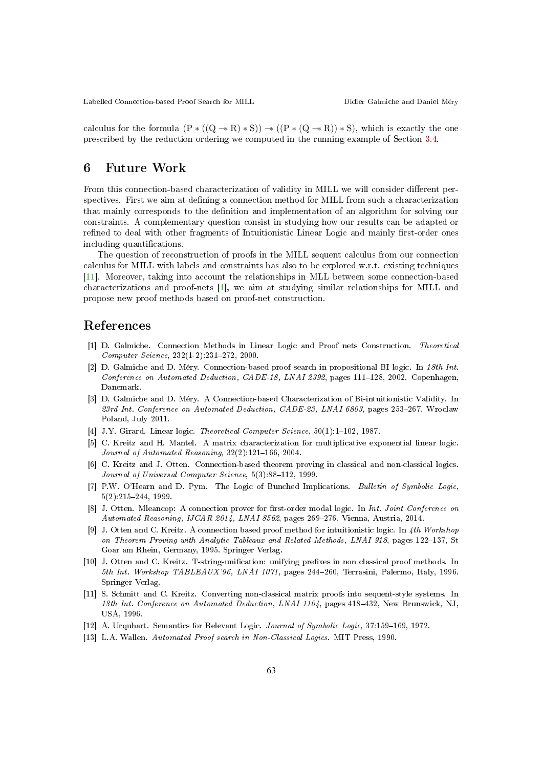calculus for the formula $(P * ((Q \multimap R) * S)) \multimap ((P * (Q \multimap R)) * S)$, which is exactly the one prescribed by the reduction ordering we computed in the running example of Section 3.4.

## 6 Future Work

From this connection-based characterization of validity in MILL we will consider different perspectives. First we aim at defining a connection method for MILL from such a characterization that mainly corresponds to the definition and implementation of an algorithm for solving our constraints. A complementary question consist in studying how our results can be adapted or refined to deal with other fragments of Intuitionistic Linear Logic and mainly first-order ones including quantifications.

The question of reconstruction of proofs in the MILL sequent calculus from our connection calculus for MILL with labels and constraints has also to be explored w.r.t. existing techniques [11]. Moreover, taking into account the relationships in MLL between some connection-based characterizations and proof-nets [1], we aim at studying similar relationships for MILL and propose new proof methods based on proof-net construction.

## References

[1] D. Galmiche. Connection Methods in Linear Logic and Proof nets Construction. *Theoretical Computer Science*, 232(1-2):231–272, 2000.

[2] D. Galmiche and D. Méry. Connection-based proof search in propositional BI logic. In *18th Int. Conference on Automated Deduction, CADE-18, LNAI 2392*, pages 111–128, 2002. Copenhagen, Danemark.

[3] D. Galmiche and D. Méry. A Connection-based Characterization of Bi-intuitionistic Validity. In *23rd Int. Conference on Automated Deduction, CADE-23, LNAI 6803*, pages 253–267, Wroclaw Poland, July 2011.

[4] J.Y. Girard. Linear logic. *Theoretical Computer Science*, 50(1):1–102, 1987.

[5] C. Kreitz and H. Mantel. A matrix characterization for multiplicative exponential linear logic. *Journal of Automated Reasoning*, 32(2):121–166, 2004.

[6] C. Kreitz and J. Otten. Connection-based theorem proving in classical and non-classical logics. *Journal of Universal Computer Science*, 5(3):88–112, 1999.

[7] P.W. O'Hearn and D. Pym. The Logic of Bunched Implications. *Bulletin of Symbolic Logic*, 5(2):215–244, 1999.

[8] J. Otten. Mleancop: A connection prover for first-order modal logic. In *Int. Joint Conference on Automated Reasoning, IJCAR 2014, LNAI 8562*, pages 269–276, Vienna, Austria, 2014.

[9] J. Otten and C. Kreitz. A connection based proof method for intuitionistic logic. In *4th Workshop on Theorem Proving with Analytic Tableaux and Related Methods, LNAI 918*, pages 122–137, St Goar am Rhein, Germany, 1995. Springer Verlag.

[10] J. Otten and C. Kreitz. T-string-unification: unifying prefixes in non classical proof methods. In *5th Int. Workshop TABLEAUX'96, LNAI 1071*, pages 244–260, Terrasini, Palermo, Italy, 1996. Springer Verlag.

[11] S. Schmitt and C. Kreitz. Converting non-classical matrix proofs into sequent-style systems. In *13th Int. Conference on Automated Deduction, LNAI 1104*, pages 418–432, New Brunswick, NJ, USA, 1996.

[12] A. Urquhart. Semantics for Relevant Logic. *Journal of Symbolic Logic*, 37:159–169, 1972.

[13] L.A. Wallen. *Automated Proof search in Non-Classical Logics*. MIT Press, 1990.